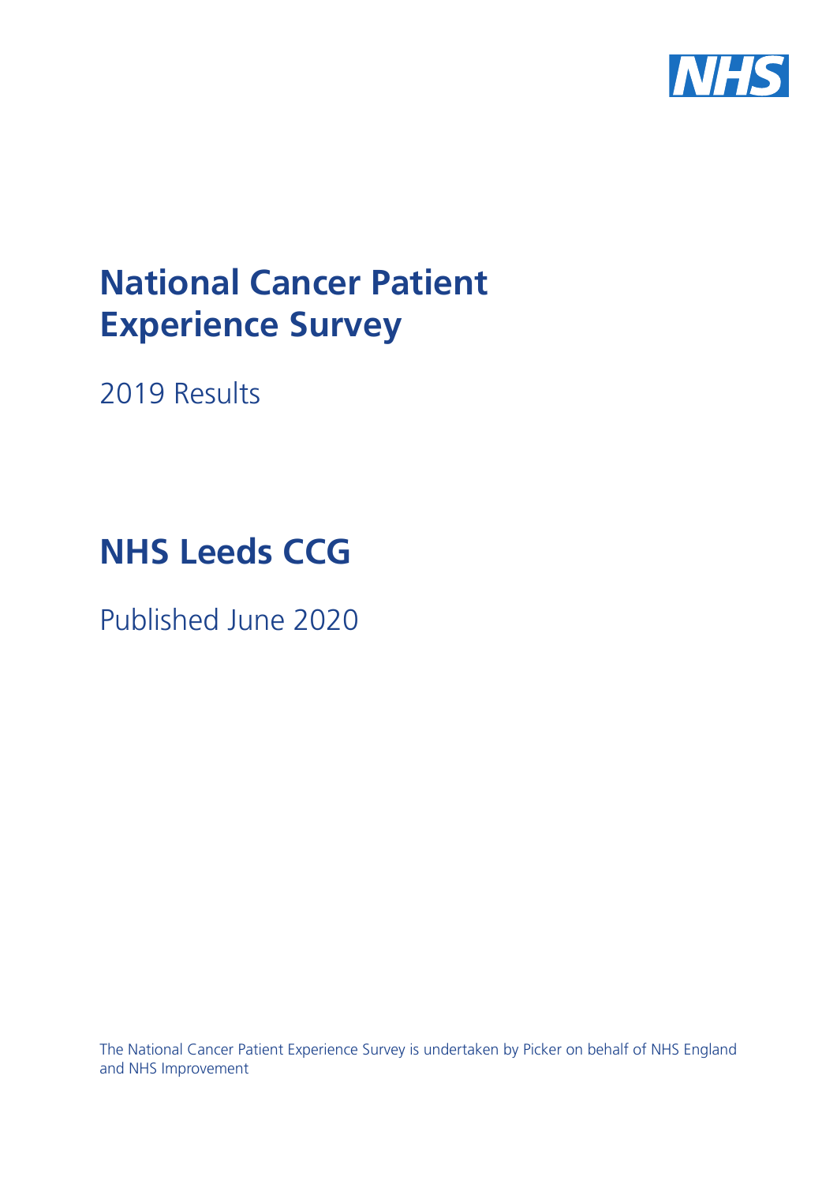NHS

# National Cancer Patient Experience Survey

2019 Results

# NHS Leeds CCG

Published June 2020

The National Cancer Patient Experience Survey is undertaken by Picker on behalf of NHS England and NHS Improvement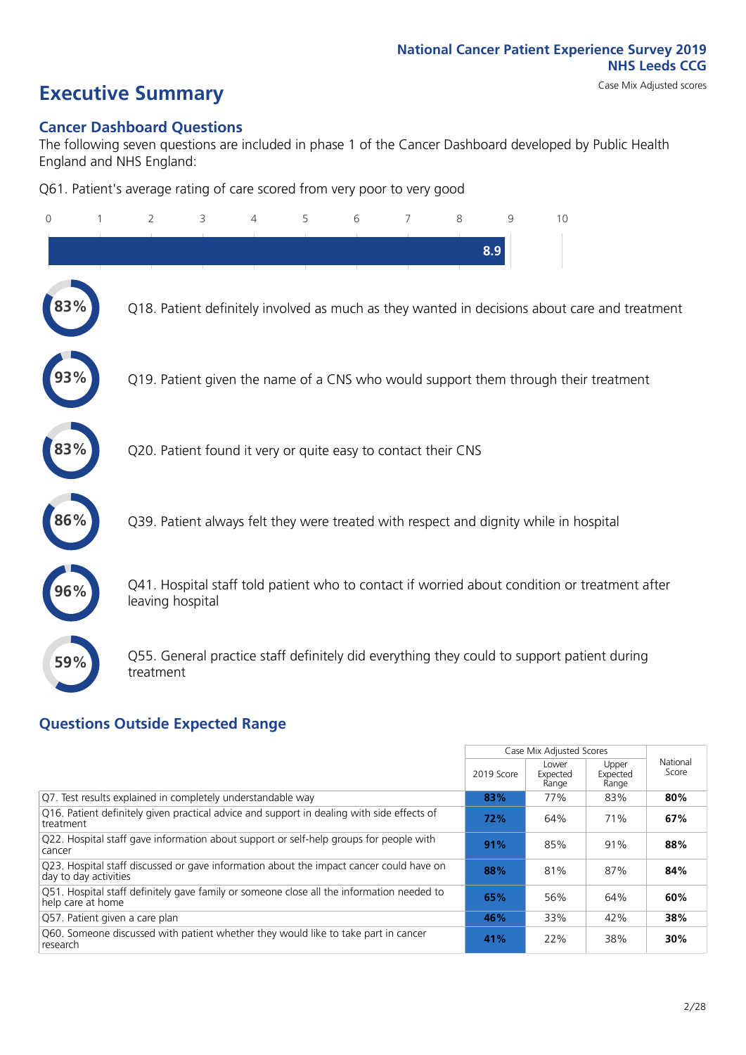National Cancer Patient Experience Survey 2019
NHS Leeds CCG
Case Mix Adjusted scores

# Executive Summary

## Cancer Dashboard Questions

The following seven questions are included in phase 1 of the Cancer Dashboard developed by Public Health England and NHS England:

Q61. Patient's average rating of care scored from very poor to very good

0 1 2 3 4 5 6 7 8 9 10

8.9

83% Q18. Patient definitely involved as much as they wanted in decisions about care and treatment

93% Q19. Patient given the name of a CNS who would support them through their treatment

83% Q20. Patient found it very or quite easy to contact their CNS

86% Q39. Patient always felt they were treated with respect and dignity while in hospital

96% Q41. Hospital staff told patient who to contact if worried about condition or treatment after leaving hospital

59% Q55. General practice staff definitely did everything they could to support patient during treatment

## Questions Outside Expected Range

| | Case Mix Adjusted Scores | | | National Score |
|---|---|---|---|---|
| | 2019 Score | Lower Expected Range | Upper Expected Range | |
| Q7. Test results explained in completely understandable way | **83%** | 77% | 83% | **80%** |
| Q16. Patient definitely given practical advice and support in dealing with side effects of treatment | **72%** | 64% | 71% | **67%** |
| Q22. Hospital staff gave information about support or self-help groups for people with cancer | **91%** | 85% | 91% | **88%** |
| Q23. Hospital staff discussed or gave information about the impact cancer could have on day to day activities | **88%** | 81% | 87% | **84%** |
| Q51. Hospital staff definitely gave family or someone close all the information needed to help care at home | **65%** | 56% | 64% | **60%** |
| Q57. Patient given a care plan | **46%** | 33% | 42% | **38%** |
| Q60. Someone discussed with patient whether they would like to take part in cancer research | **41%** | 22% | 38% | **30%** |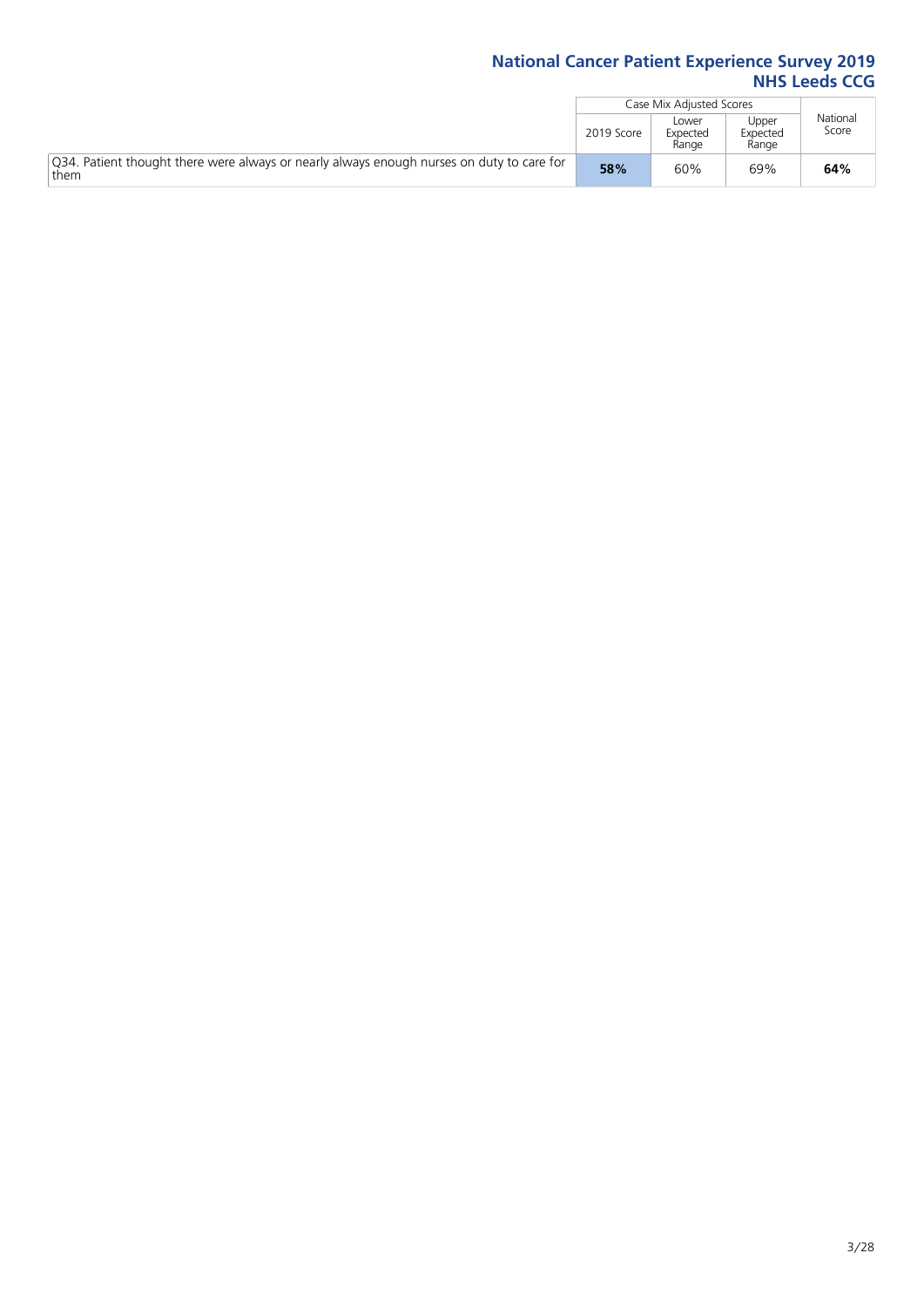| | Case Mix Adjusted Scores | | | National Score |
|---|---|---|---|---|
| | 2019 Score | Lower Expected Range | Upper Expected Range | |
| Q34. Patient thought there were always or nearly always enough nurses on duty to care for them | **58%** | 60% | 69% | **64%** |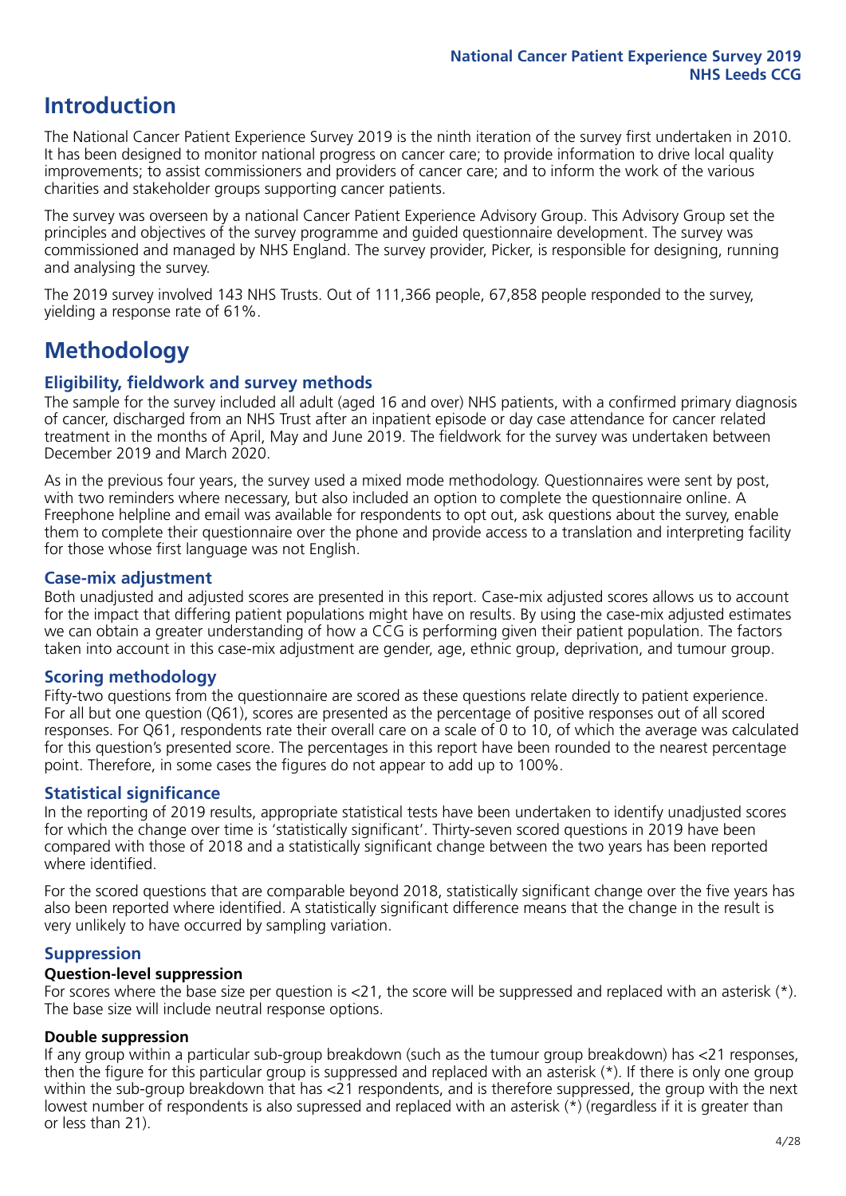## Introduction

The National Cancer Patient Experience Survey 2019 is the ninth iteration of the survey first undertaken in 2010. It has been designed to monitor national progress on cancer care; to provide information to drive local quality improvements; to assist commissioners and providers of cancer care; and to inform the work of the various charities and stakeholder groups supporting cancer patients.

The survey was overseen by a national Cancer Patient Experience Advisory Group. This Advisory Group set the principles and objectives of the survey programme and guided questionnaire development. The survey was commissioned and managed by NHS England. The survey provider, Picker, is responsible for designing, running and analysing the survey.

The 2019 survey involved 143 NHS Trusts. Out of 111,366 people, 67,858 people responded to the survey, yielding a response rate of 61%.

## Methodology

### Eligibility, fieldwork and survey methods

The sample for the survey included all adult (aged 16 and over) NHS patients, with a confirmed primary diagnosis of cancer, discharged from an NHS Trust after an inpatient episode or day case attendance for cancer related treatment in the months of April, May and June 2019. The fieldwork for the survey was undertaken between December 2019 and March 2020.

As in the previous four years, the survey used a mixed mode methodology. Questionnaires were sent by post, with two reminders where necessary, but also included an option to complete the questionnaire online. A Freephone helpline and email was available for respondents to opt out, ask questions about the survey, enable them to complete their questionnaire over the phone and provide access to a translation and interpreting facility for those whose first language was not English.

### Case-mix adjustment

Both unadjusted and adjusted scores are presented in this report. Case-mix adjusted scores allows us to account for the impact that differing patient populations might have on results. By using the case-mix adjusted estimates we can obtain a greater understanding of how a CCG is performing given their patient population. The factors taken into account in this case-mix adjustment are gender, age, ethnic group, deprivation, and tumour group.

### Scoring methodology

Fifty-two questions from the questionnaire are scored as these questions relate directly to patient experience. For all but one question (Q61), scores are presented as the percentage of positive responses out of all scored responses. For Q61, respondents rate their overall care on a scale of 0 to 10, of which the average was calculated for this question's presented score. The percentages in this report have been rounded to the nearest percentage point. Therefore, in some cases the figures do not appear to add up to 100%.

### Statistical significance

In the reporting of 2019 results, appropriate statistical tests have been undertaken to identify unadjusted scores for which the change over time is 'statistically significant'. Thirty-seven scored questions in 2019 have been compared with those of 2018 and a statistically significant change between the two years has been reported where identified.

For the scored questions that are comparable beyond 2018, statistically significant change over the five years has also been reported where identified. A statistically significant difference means that the change in the result is very unlikely to have occurred by sampling variation.

### Suppression

#### Question-level suppression

For scores where the base size per question is <21, the score will be suppressed and replaced with an asterisk (*). The base size will include neutral response options.

#### Double suppression

If any group within a particular sub-group breakdown (such as the tumour group breakdown) has <21 responses, then the figure for this particular group is suppressed and replaced with an asterisk (*). If there is only one group within the sub-group breakdown that has <21 respondents, and is therefore suppressed, the group with the next lowest number of respondents is also supressed and replaced with an asterisk (*) (regardless if it is greater than or less than 21).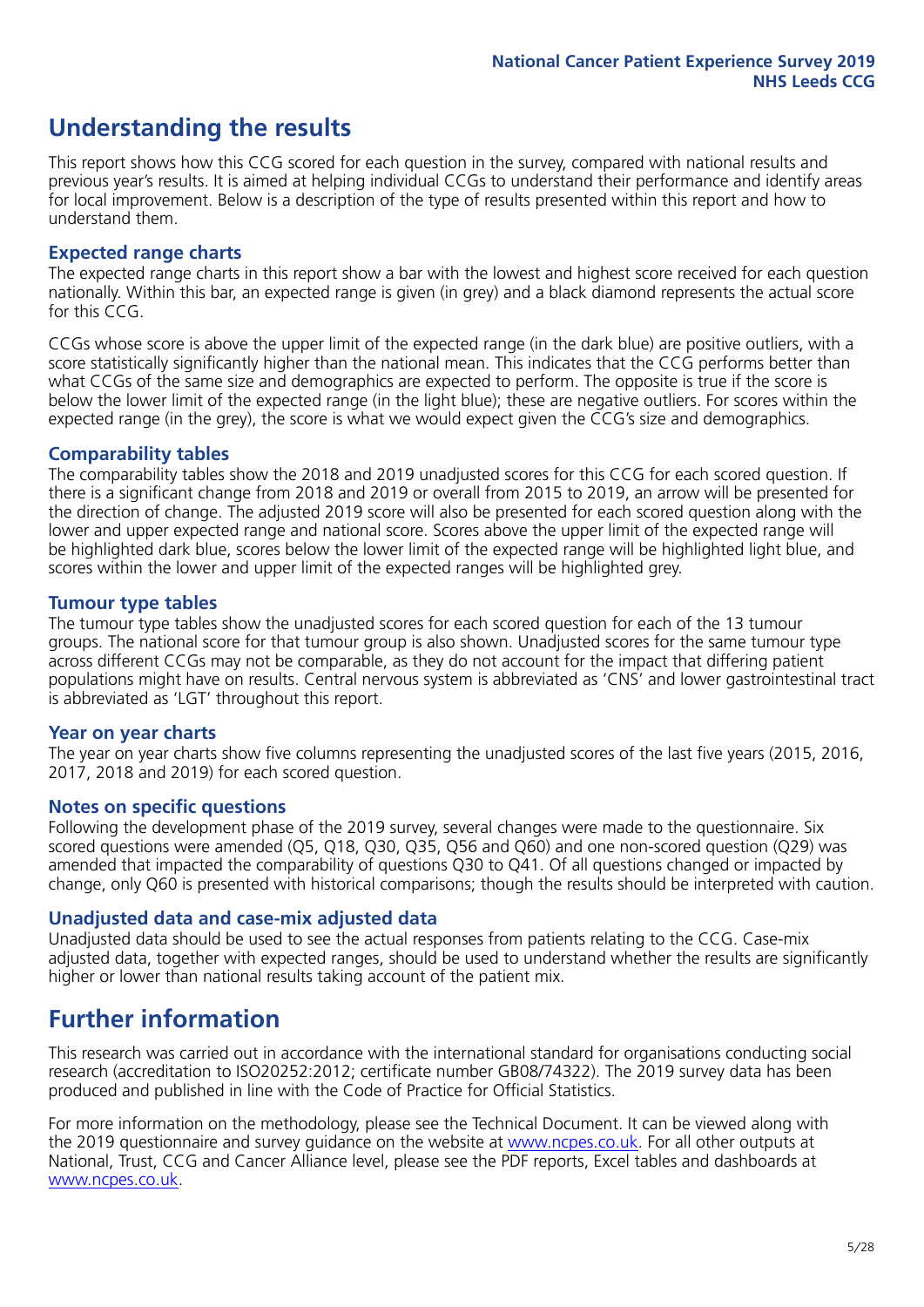## Understanding the results

This report shows how this CCG scored for each question in the survey, compared with national results and previous year's results. It is aimed at helping individual CCGs to understand their performance and identify areas for local improvement. Below is a description of the type of results presented within this report and how to understand them.

### Expected range charts

The expected range charts in this report show a bar with the lowest and highest score received for each question nationally. Within this bar, an expected range is given (in grey) and a black diamond represents the actual score for this CCG.

CCGs whose score is above the upper limit of the expected range (in the dark blue) are positive outliers, with a score statistically significantly higher than the national mean. This indicates that the CCG performs better than what CCGs of the same size and demographics are expected to perform. The opposite is true if the score is below the lower limit of the expected range (in the light blue); these are negative outliers. For scores within the expected range (in the grey), the score is what we would expect given the CCG's size and demographics.

### Comparability tables

The comparability tables show the 2018 and 2019 unadjusted scores for this CCG for each scored question. If there is a significant change from 2018 and 2019 or overall from 2015 to 2019, an arrow will be presented for the direction of change. The adjusted 2019 score will also be presented for each scored question along with the lower and upper expected range and national score. Scores above the upper limit of the expected range will be highlighted dark blue, scores below the lower limit of the expected range will be highlighted light blue, and scores within the lower and upper limit of the expected ranges will be highlighted grey.

### Tumour type tables

The tumour type tables show the unadjusted scores for each scored question for each of the 13 tumour groups. The national score for that tumour group is also shown. Unadjusted scores for the same tumour type across different CCGs may not be comparable, as they do not account for the impact that differing patient populations might have on results. Central nervous system is abbreviated as 'CNS' and lower gastrointestinal tract is abbreviated as 'LGT' throughout this report.

### Year on year charts

The year on year charts show five columns representing the unadjusted scores of the last five years (2015, 2016, 2017, 2018 and 2019) for each scored question.

### Notes on specific questions

Following the development phase of the 2019 survey, several changes were made to the questionnaire. Six scored questions were amended (Q5, Q18, Q30, Q35, Q56 and Q60) and one non-scored question (Q29) was amended that impacted the comparability of questions Q30 to Q41. Of all questions changed or impacted by change, only Q60 is presented with historical comparisons; though the results should be interpreted with caution.

### Unadjusted data and case-mix adjusted data

Unadjusted data should be used to see the actual responses from patients relating to the CCG. Case-mix adjusted data, together with expected ranges, should be used to understand whether the results are significantly higher or lower than national results taking account of the patient mix.

## Further information

This research was carried out in accordance with the international standard for organisations conducting social research (accreditation to ISO20252:2012; certificate number GB08/74322). The 2019 survey data has been produced and published in line with the Code of Practice for Official Statistics.

For more information on the methodology, please see the Technical Document. It can be viewed along with the 2019 questionnaire and survey guidance on the website at www.ncpes.co.uk. For all other outputs at National, Trust, CCG and Cancer Alliance level, please see the PDF reports, Excel tables and dashboards at www.ncpes.co.uk.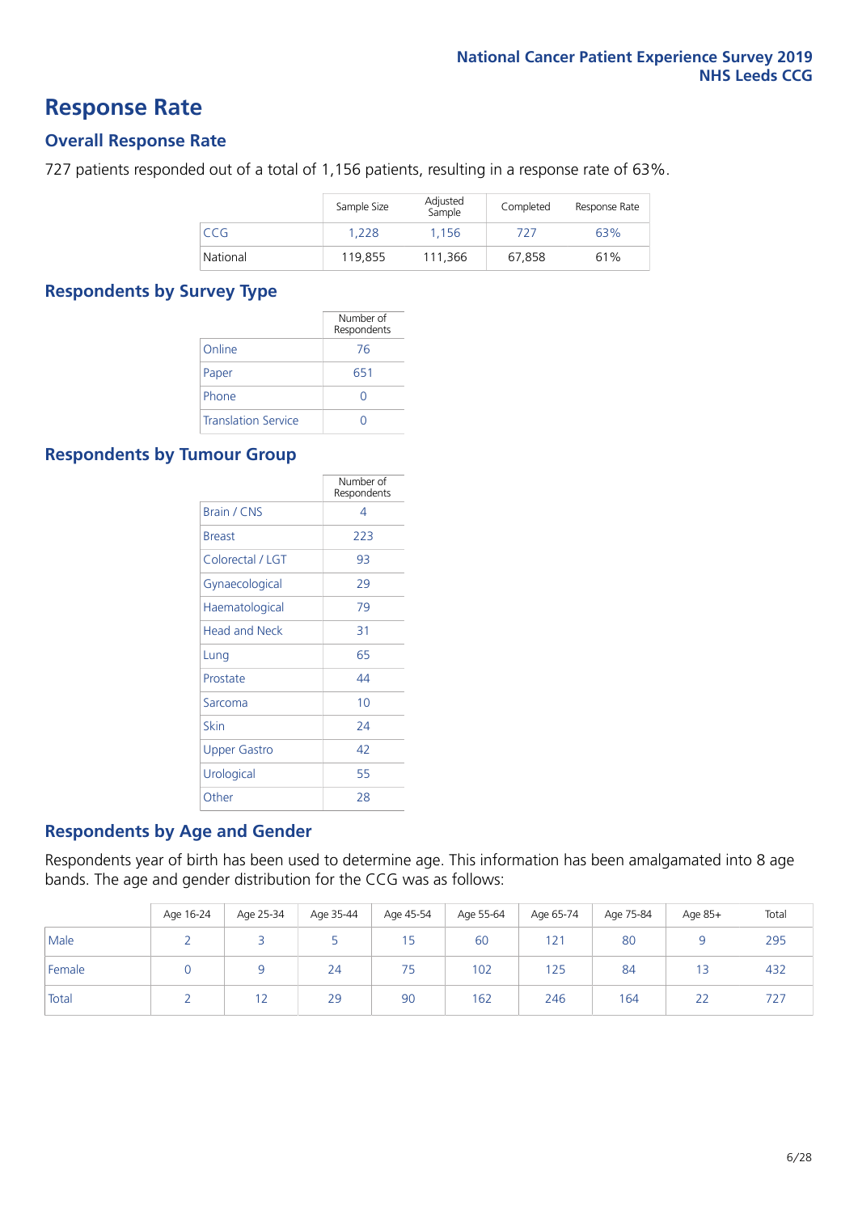# Response Rate

## Overall Response Rate

727 patients responded out of a total of 1,156 patients, resulting in a response rate of 63%.

| | Sample Size | Adjusted Sample | Completed | Response Rate |
|---|---|---|---|---|
| CCG | 1,228 | 1,156 | 727 | 63% |
| National | 119,855 | 111,366 | 67,858 | 61% |

## Respondents by Survey Type

| | Number of Respondents |
|---|---|
| Online | 76 |
| Paper | 651 |
| Phone | 0 |
| Translation Service | 0 |

## Respondents by Tumour Group

| | Number of Respondents |
|---|---|
| Brain / CNS | 4 |
| Breast | 223 |
| Colorectal / LGT | 93 |
| Gynaecological | 29 |
| Haematological | 79 |
| Head and Neck | 31 |
| Lung | 65 |
| Prostate | 44 |
| Sarcoma | 10 |
| Skin | 24 |
| Upper Gastro | 42 |
| Urological | 55 |
| Other | 28 |

## Respondents by Age and Gender

Respondents year of birth has been used to determine age. This information has been amalgamated into 8 age bands. The age and gender distribution for the CCG was as follows:

| | Age 16-24 | Age 25-34 | Age 35-44 | Age 45-54 | Age 55-64 | Age 65-74 | Age 75-84 | Age 85+ | Total |
|---|---|---|---|---|---|---|---|---|---|
| Male | 2 | 3 | 5 | 15 | 60 | 121 | 80 | 9 | 295 |
| Female | 0 | 9 | 24 | 75 | 102 | 125 | 84 | 13 | 432 |
| Total | 2 | 12 | 29 | 90 | 162 | 246 | 164 | 22 | 727 |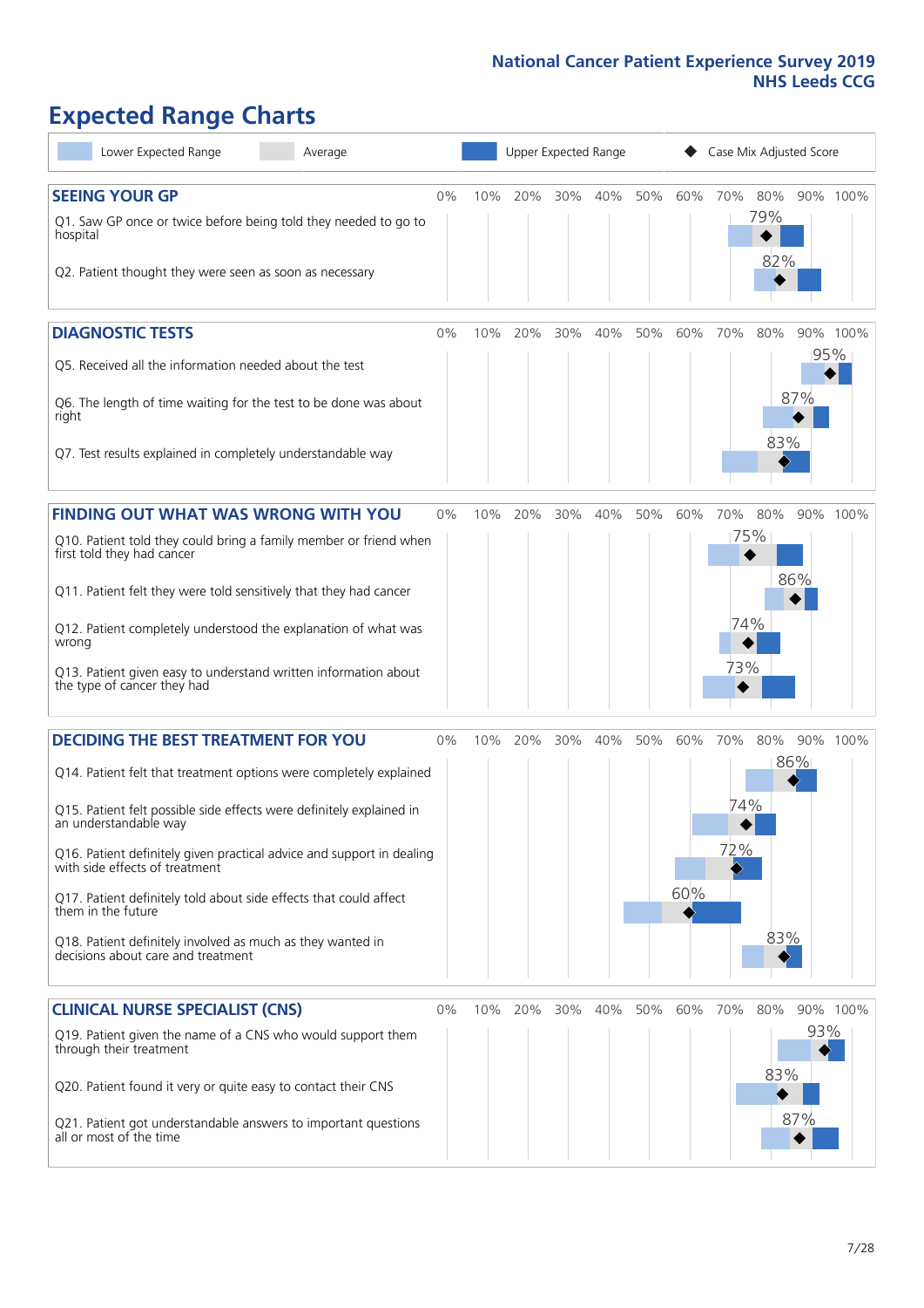# Expected Range Charts

Lower Expected Range | Average | Upper Expected Range | Case Mix Adjusted Score

## SEEING YOUR GP

0% 10% 20% 30% 40% 50% 60% 70% 80% 90% 100%

Q1. Saw GP once or twice before being told they needed to go to hospital

79%

Q2. Patient thought they were seen as soon as necessary

82%

## DIAGNOSTIC TESTS

0% 10% 20% 30% 40% 50% 60% 70% 80% 90% 100%

Q5. Received all the information needed about the test

95%

Q6. The length of time waiting for the test to be done was about right

87%

Q7. Test results explained in completely understandable way

83%

## FINDING OUT WHAT WAS WRONG WITH YOU

0% 10% 20% 30% 40% 50% 60% 70% 80% 90% 100%

Q10. Patient told they could bring a family member or friend when first told they had cancer

75%

Q11. Patient felt they were told sensitively that they had cancer

86%

Q12. Patient completely understood the explanation of what was wrong

74%

Q13. Patient given easy to understand written information about the type of cancer they had

73%

## DECIDING THE BEST TREATMENT FOR YOU

0% 10% 20% 30% 40% 50% 60% 70% 80% 90% 100%

Q14. Patient felt that treatment options were completely explained

86%

Q15. Patient felt possible side effects were definitely explained in an understandable way

74%

Q16. Patient definitely given practical advice and support in dealing with side effects of treatment

72%

Q17. Patient definitely told about side effects that could affect them in the future

60%

Q18. Patient definitely involved as much as they wanted in decisions about care and treatment

83%

## CLINICAL NURSE SPECIALIST (CNS)

0% 10% 20% 30% 40% 50% 60% 70% 80% 90% 100%

Q19. Patient given the name of a CNS who would support them through their treatment

93%

Q20. Patient found it very or quite easy to contact their CNS

83%

Q21. Patient got understandable answers to important questions all or most of the time

87%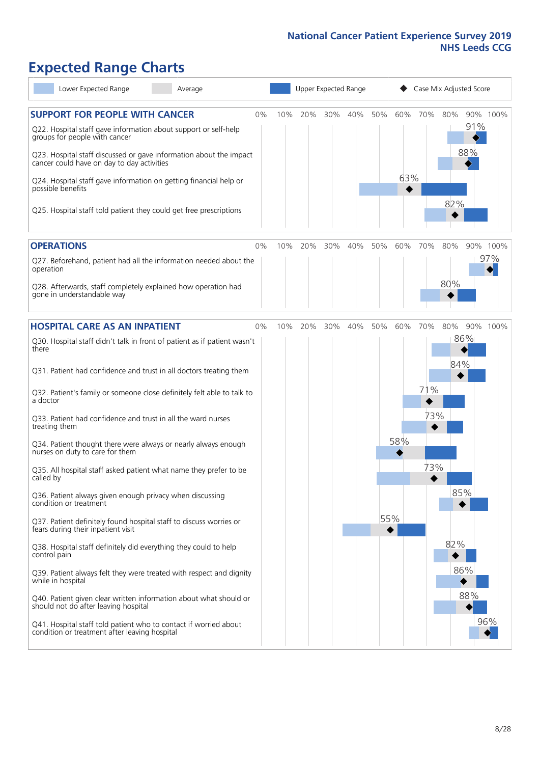# National Cancer Patient Experience Survey 2019
# NHS Leeds CCG

## Expected Range Charts

Lower Expected Range | Average | Upper Expected Range | Case Mix Adjusted Score

### SUPPORT FOR PEOPLE WITH CANCER

0% 10% 20% 30% 40% 50% 60% 70% 80% 90% 100%

Q22. Hospital staff gave information about support or self-help groups for people with cancer
91%

Q23. Hospital staff discussed or gave information about the impact cancer could have on day to day activities
88%

Q24. Hospital staff gave information on getting financial help or possible benefits
63%

Q25. Hospital staff told patient they could get free prescriptions
82%

### OPERATIONS

0% 10% 20% 30% 40% 50% 60% 70% 80% 90% 100%

Q27. Beforehand, patient had all the information needed about the operation
97%

Q28. Afterwards, staff completely explained how operation had gone in understandable way
80%

### HOSPITAL CARE AS AN INPATIENT

0% 10% 20% 30% 40% 50% 60% 70% 80% 90% 100%

Q30. Hospital staff didn't talk in front of patient as if patient wasn't there
86%

Q31. Patient had confidence and trust in all doctors treating them
84%

Q32. Patient's family or someone close definitely felt able to talk to a doctor
71%

Q33. Patient had confidence and trust in all the ward nurses treating them
73%

Q34. Patient thought there were always or nearly always enough nurses on duty to care for them
58%

Q35. All hospital staff asked patient what name they prefer to be called by
73%

Q36. Patient always given enough privacy when discussing condition or treatment
85%

Q37. Patient definitely found hospital staff to discuss worries or fears during their inpatient visit
55%

Q38. Hospital staff definitely did everything they could to help control pain
82%

Q39. Patient always felt they were treated with respect and dignity while in hospital
86%

Q40. Patient given clear written information about what should or should not do after leaving hospital
88%

Q41. Hospital staff told patient who to contact if worried about condition or treatment after leaving hospital
96%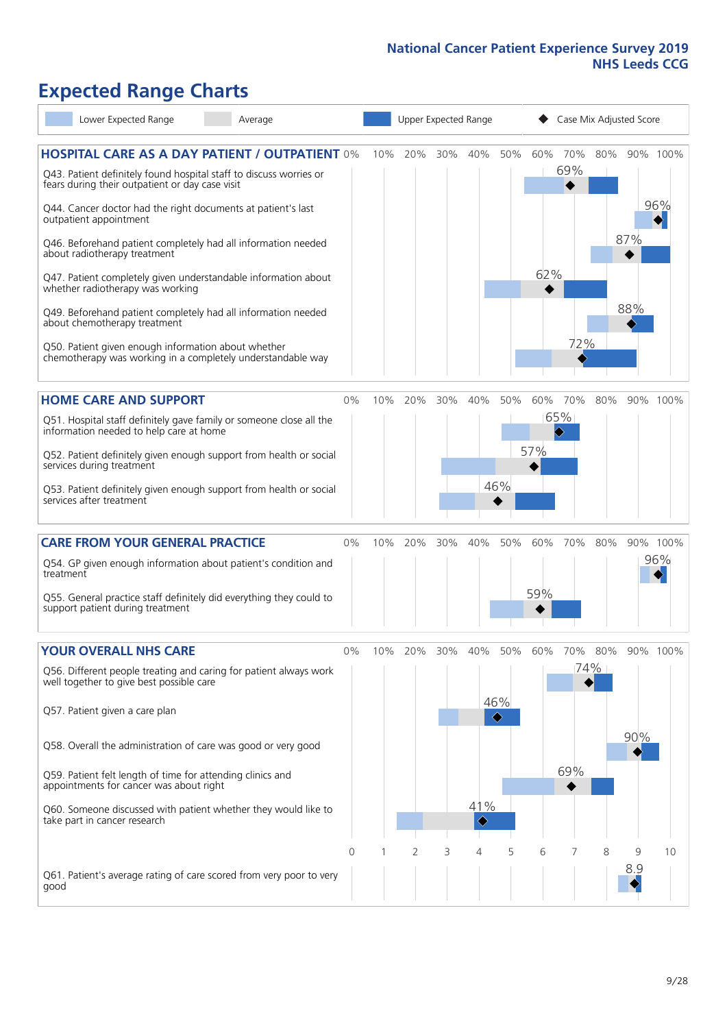# Expected Range Charts

Lower Expected Range | Average | Upper Expected Range | Case Mix Adjusted Score

## HOSPITAL CARE AS A DAY PATIENT / OUTPATIENT

0% 10% 20% 30% 40% 50% 60% 70% 80% 90% 100%

Q43. Patient definitely found hospital staff to discuss worries or fears during their outpatient or day case visit
69%

Q44. Cancer doctor had the right documents at patient's last outpatient appointment
96%

Q46. Beforehand patient completely had all information needed about radiotherapy treatment
87%

Q47. Patient completely given understandable information about whether radiotherapy treatment was working
62%

Q49. Beforehand patient completely had all information needed about chemotherapy treatment
88%

Q50. Patient given enough information about whether chemotherapy was working in a completely understandable way
72%

## HOME CARE AND SUPPORT

0% 10% 20% 30% 40% 50% 60% 70% 80% 90% 100%

Q51. Hospital staff definitely gave family or someone close all the information needed to help care at home
65%

Q52. Patient definitely given enough support from health or social services during treatment
57%

Q53. Patient definitely given enough support from health or social services after treatment
46%

## CARE FROM YOUR GENERAL PRACTICE

0% 10% 20% 30% 40% 50% 60% 70% 80% 90% 100%

Q54. GP given enough information about patient's condition and treatment
96%

Q55. General practice staff definitely did everything they could to support patient during treatment
59%

## YOUR OVERALL NHS CARE

0% 10% 20% 30% 40% 50% 60% 70% 80% 90% 100%

Q56. Different people treating and caring for patient always work well together to give best possible care
74%

Q57. Patient given a care plan
46%

Q58. Overall the administration of care was good or very good
90%

Q59. Patient felt length of time for attending clinics and appointments for cancer was about right
69%

Q60. Someone discussed with patient whether they would like to take part in cancer research
41%

0 1 2 3 4 5 6 7 8 9 10

Q61. Patient's average rating of care scored from very poor to very good
8.9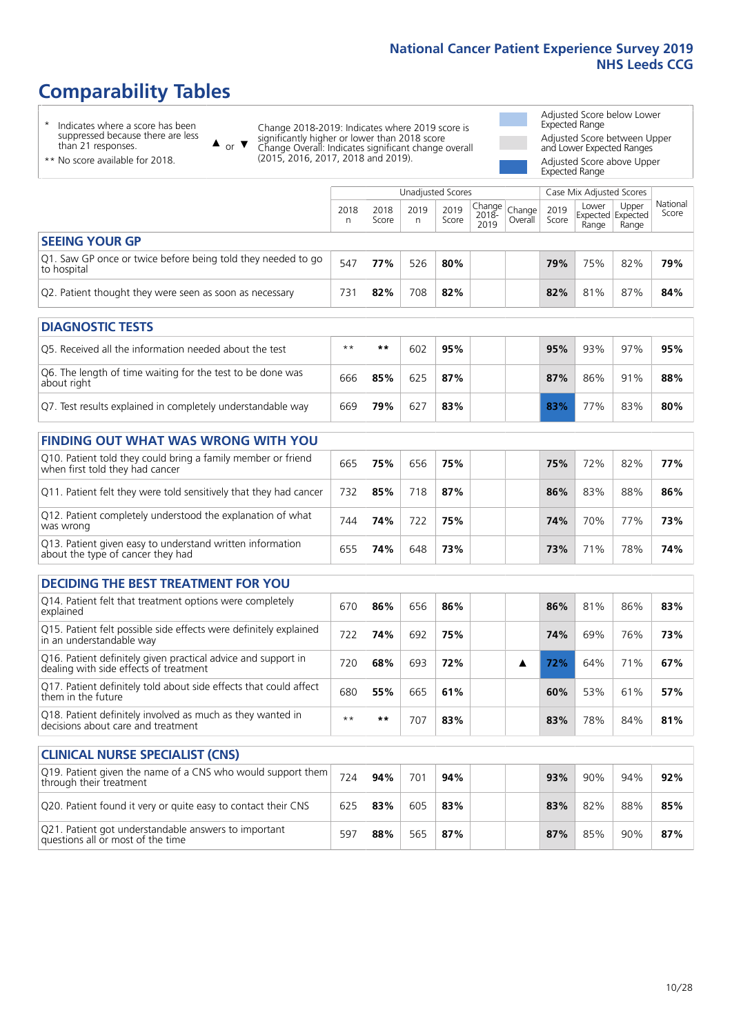# Comparability Tables

\* Indicates where a score has been suppressed because there are less than 21 responses.

\*\* No score available for 2018.

▲ or ▼ Change 2018-2019: Indicates where 2019 score is significantly higher or lower than 2018 score. Change Overall: Indicates significant change overall (2015, 2016, 2017, 2018 and 2019).

Adjusted Score below Lower Expected Range

Adjusted Score between Upper and Lower Expected Ranges

Adjusted Score above Upper Expected Range

| | Unadjusted Scores | | | | | | Case Mix Adjusted Scores | | | |
|---|---|---|---|---|---|---|---|---|---|---|
| | 2018 n | 2018 Score | 2019 n | 2019 Score | Change 2018-2019 | Change Overall | 2019 Score | Lower Expected Range | Upper Expected Range | National Score |
| **SEEING YOUR GP** | | | | | | | | | | |
| Q1. Saw GP once or twice before being told they needed to go to hospital | 547 | **77%** | 526 | **80%** | | | **79%** | 75% | 82% | **79%** |
| Q2. Patient thought they were seen as soon as necessary | 731 | **82%** | 708 | **82%** | | | **82%** | 81% | 87% | **84%** |
| **DIAGNOSTIC TESTS** | | | | | | | | | | |
| Q5. Received all the information needed about the test | ** | ** | 602 | **95%** | | | **95%** | 93% | 97% | **95%** |
| Q6. The length of time waiting for the test to be done was about right | 666 | **85%** | 625 | **87%** | | | **87%** | 86% | 91% | **88%** |
| Q7. Test results explained in completely understandable way | 669 | **79%** | 627 | **83%** | | | **83%** | 77% | 83% | **80%** |
| **FINDING OUT WHAT WAS WRONG WITH YOU** | | | | | | | | | | |
| Q10. Patient told they could bring a family member or friend when first told they had cancer | 665 | **75%** | 656 | **75%** | | | **75%** | 72% | 82% | **77%** |
| Q11. Patient felt they were told sensitively that they had cancer | 732 | **85%** | 718 | **87%** | | | **86%** | 83% | 88% | **86%** |
| Q12. Patient completely understood the explanation of what was wrong | 744 | **74%** | 722 | **75%** | | | **74%** | 70% | 77% | **73%** |
| Q13. Patient given easy to understand written information about the type of cancer they had | 655 | **74%** | 648 | **73%** | | | **73%** | 71% | 78% | **74%** |
| **DECIDING THE BEST TREATMENT FOR YOU** | | | | | | | | | | |
| Q14. Patient felt that treatment options were completely explained | 670 | **86%** | 656 | **86%** | | | **86%** | 81% | 86% | **83%** |
| Q15. Patient felt possible side effects were definitely explained in an understandable way | 722 | **74%** | 692 | **75%** | | | **74%** | 69% | 76% | **73%** |
| Q16. Patient definitely given practical advice and support in dealing with side effects of treatment | 720 | **68%** | 693 | **72%** | | ▲ | **72%** | 64% | 71% | **67%** |
| Q17. Patient definitely told about side effects that could affect them in the future | 680 | **55%** | 665 | **61%** | | | **60%** | 53% | 61% | **57%** |
| Q18. Patient definitely involved as much as they wanted in decisions about care and treatment | ** | ** | 707 | **83%** | | | **83%** | 78% | 84% | **81%** |
| **CLINICAL NURSE SPECIALIST (CNS)** | | | | | | | | | | |
| Q19. Patient given the name of a CNS who would support them through their treatment | 724 | **94%** | 701 | **94%** | | | **93%** | 90% | 94% | **92%** |
| Q20. Patient found it very or quite easy to contact their CNS | 625 | **83%** | 605 | **83%** | | | **83%** | 82% | 88% | **85%** |
| Q21. Patient got understandable answers to important questions all or most of the time | 597 | **88%** | 565 | **87%** | | | **87%** | 85% | 90% | **87%** |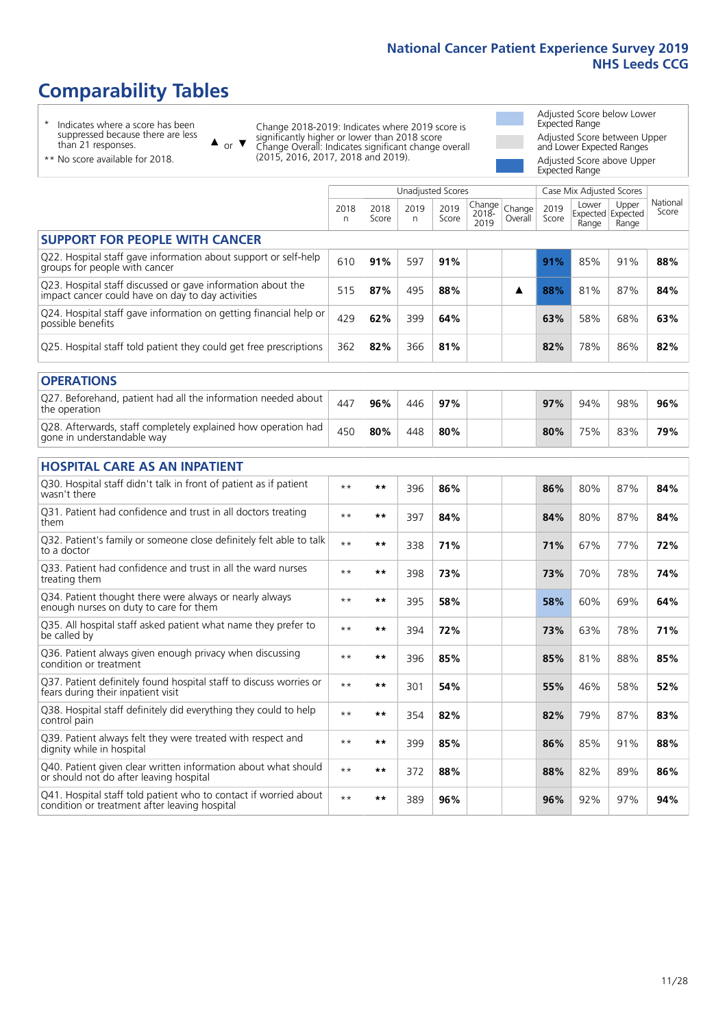# Comparability Tables

- \* Indicates where a score has been suppressed because there are less than 21 responses.
- \*\* No score available for 2018.

▲ or ▼ Change 2018-2019: Indicates where 2019 score is significantly higher or lower than 2018 score. Change Overall: Indicates significant change overall (2015, 2016, 2017, 2018 and 2019).

- Adjusted Score below Lower Expected Range
- Adjusted Score between Upper and Lower Expected Ranges
- Adjusted Score above Upper Expected Range

| | Unadjusted Scores | | | | | | Case Mix Adjusted Scores | | | |
|---|---|---|---|---|---|---|---|---|---|---|
| | 2018 n | 2018 Score | 2019 n | 2019 Score | Change 2018-2019 | Change Overall | 2019 Score | Lower Expected Range | Upper Expected Range | National Score |
| **SUPPORT FOR PEOPLE WITH CANCER** | | | | | | | | | | |
| Q22. Hospital staff gave information about support or self-help groups for people with cancer | 610 | **91%** | 597 | **91%** | | | **91%** | 85% | 91% | **88%** |
| Q23. Hospital staff discussed or gave information about the impact cancer could have on day to day activities | 515 | **87%** | 495 | **88%** | | ▲ | **88%** | 81% | 87% | **84%** |
| Q24. Hospital staff gave information on getting financial help or possible benefits | 429 | **62%** | 399 | **64%** | | | **63%** | 58% | 68% | **63%** |
| Q25. Hospital staff told patient they could get free prescriptions | 362 | **82%** | 366 | **81%** | | | **82%** | 78% | 86% | **82%** |
| **OPERATIONS** | | | | | | | | | | |
| Q27. Beforehand, patient had all the information needed about the operation | 447 | **96%** | 446 | **97%** | | | **97%** | 94% | 98% | **96%** |
| Q28. Afterwards, staff completely explained how operation had gone in understandable way | 450 | **80%** | 448 | **80%** | | | **80%** | 75% | 83% | **79%** |
| **HOSPITAL CARE AS AN INPATIENT** | | | | | | | | | | |
| Q30. Hospital staff didn't talk in front of patient as if patient wasn't there | ** | ** | 396 | **86%** | | | **86%** | 80% | 87% | **84%** |
| Q31. Patient had confidence and trust in all doctors treating them | ** | ** | 397 | **84%** | | | **84%** | 80% | 87% | **84%** |
| Q32. Patient's family or someone close definitely felt able to talk to a doctor | ** | ** | 338 | **71%** | | | **71%** | 67% | 77% | **72%** |
| Q33. Patient had confidence and trust in all the ward nurses treating them | ** | ** | 398 | **73%** | | | **73%** | 70% | 78% | **74%** |
| Q34. Patient thought there were always or nearly always enough nurses on duty to care for them | ** | ** | 395 | **58%** | | | **58%** | 60% | 69% | **64%** |
| Q35. All hospital staff asked patient what name they prefer to be called by | ** | ** | 394 | **72%** | | | **73%** | 63% | 78% | **71%** |
| Q36. Patient always given enough privacy when discussing condition or treatment | ** | ** | 396 | **85%** | | | **85%** | 81% | 88% | **85%** |
| Q37. Patient definitely found hospital staff to discuss worries or fears during their inpatient visit | ** | ** | 301 | **54%** | | | **55%** | 46% | 58% | **52%** |
| Q38. Hospital staff definitely did everything they could to help control pain | ** | ** | 354 | **82%** | | | **82%** | 79% | 87% | **83%** |
| Q39. Patient always felt they were treated with respect and dignity while in hospital | ** | ** | 399 | **85%** | | | **86%** | 85% | 91% | **88%** |
| Q40. Patient given clear written information about what should or should not do after leaving hospital | ** | ** | 372 | **88%** | | | **88%** | 82% | 89% | **86%** |
| Q41. Hospital staff told patient who to contact if worried about condition or treatment after leaving hospital | ** | ** | 389 | **96%** | | | **96%** | 92% | 97% | **94%** |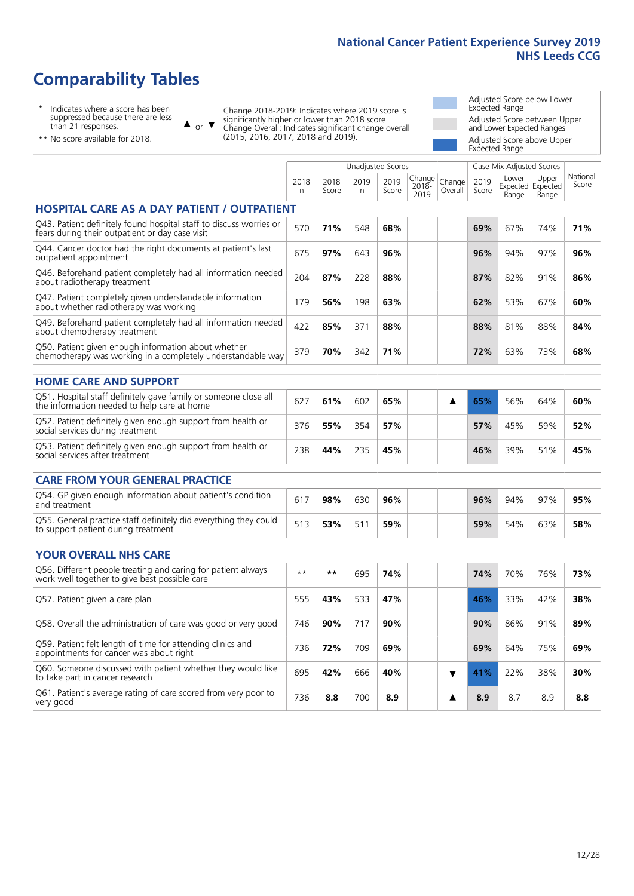# Comparability Tables

\* Indicates where a score has been suppressed because there are less than 21 responses.

\*\* No score available for 2018.

▲ or ▼ Change 2018-2019: Indicates where 2019 score is significantly higher or lower than 2018 score
Change Overall: Indicates significant change overall (2015, 2016, 2017, 2018 and 2019).

Adjusted Score below Lower Expected Range

Adjusted Score between Upper and Lower Expected Ranges

Adjusted Score above Upper Expected Range

| | Unadjusted Scores | | | | | | Case Mix Adjusted Scores | | | |
|---|---|---|---|---|---|---|---|---|---|---|
| | 2018 n | 2018 Score | 2019 n | 2019 Score | Change 2018-2019 | Change Overall | 2019 Score | Lower Expected Range | Upper Expected Range | National Score |
| **HOSPITAL CARE AS A DAY PATIENT / OUTPATIENT** | | | | | | | | | | |
| Q43. Patient definitely found hospital staff to discuss worries or fears during their outpatient or day case visit | 570 | 71% | 548 | 68% | | | 69% | 67% | 74% | 71% |
| Q44. Cancer doctor had the right documents at patient's last outpatient appointment | 675 | 97% | 643 | 96% | | | 96% | 94% | 97% | 96% |
| Q46. Beforehand patient completely had all information needed about radiotherapy treatment | 204 | 87% | 228 | 88% | | | 87% | 82% | 91% | 86% |
| Q47. Patient completely given understandable information about whether radiotherapy was working | 179 | 56% | 198 | 63% | | | 62% | 53% | 67% | 60% |
| Q49. Beforehand patient completely had all information needed about chemotherapy treatment | 422 | 85% | 371 | 88% | | | 88% | 81% | 88% | 84% |
| Q50. Patient given enough information about whether chemotherapy was working in a completely understandable way | 379 | 70% | 342 | 71% | | | 72% | 63% | 73% | 68% |
| **HOME CARE AND SUPPORT** | | | | | | | | | | |
| Q51. Hospital staff definitely gave family or someone close all the information needed to help care at home | 627 | 61% | 602 | 65% | | ▲ | 65% | 56% | 64% | 60% |
| Q52. Patient definitely given enough support from health or social services during treatment | 376 | 55% | 354 | 57% | | | 57% | 45% | 59% | 52% |
| Q53. Patient definitely given enough support from health or social services after treatment | 238 | 44% | 235 | 45% | | | 46% | 39% | 51% | 45% |
| **CARE FROM YOUR GENERAL PRACTICE** | | | | | | | | | | |
| Q54. GP given enough information about patient's condition and treatment | 617 | 98% | 630 | 96% | | | 96% | 94% | 97% | 95% |
| Q55. General practice staff definitely did everything they could to support patient during treatment | 513 | 53% | 511 | 59% | | | 59% | 54% | 63% | 58% |
| **YOUR OVERALL NHS CARE** | | | | | | | | | | |
| Q56. Different people treating and caring for patient always work well together to give best possible care | ** | ** | 695 | 74% | | | 74% | 70% | 76% | 73% |
| Q57. Patient given a care plan | 555 | 43% | 533 | 47% | | | 46% | 33% | 42% | 38% |
| Q58. Overall the administration of care was good or very good | 746 | 90% | 717 | 90% | | | 90% | 86% | 91% | 89% |
| Q59. Patient felt length of time for attending clinics and appointments for cancer was about right | 736 | 72% | 709 | 69% | | | 69% | 64% | 75% | 69% |
| Q60. Someone discussed with patient whether they would like to take part in cancer research | 695 | 42% | 666 | 40% | | ▼ | 41% | 22% | 38% | 30% |
| Q61. Patient's average rating of care scored from very poor to very good | 736 | 8.8 | 700 | 8.9 | | ▲ | 8.9 | 8.7 | 8.9 | 8.8 |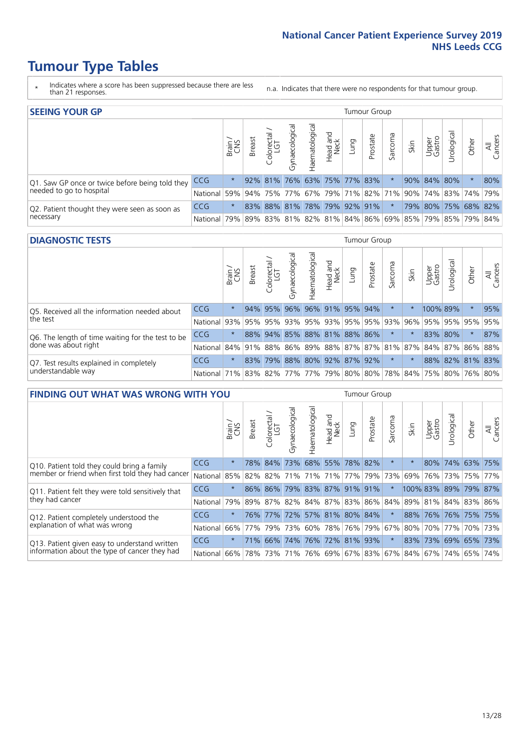# Tumour Type Tables

\* Indicates where a score has been suppressed because there are less than 21 responses.

n.a. Indicates that there were no respondents for that tumour group.

## SEEING YOUR GP

| | | Brain / CNS | Breast | Colorectal / LGT | Gynaecological | Haematological | Head and Neck | Lung | Prostate | Sarcoma | Skin | Upper Gastro | Urological | Other | All Cancers |
|---|---|---|---|---|---|---|---|---|---|---|---|---|---|---|---|
| Q1. Saw GP once or twice before being told they needed to go to hospital | CCG | * | 92% | 81% | 76% | 63% | 75% | 77% | 83% | * | 90% | 84% | 80% | * | 80% |
| | National | 59% | 94% | 75% | 77% | 67% | 79% | 71% | 82% | 71% | 90% | 74% | 83% | 74% | 79% |
| Q2. Patient thought they were seen as soon as necessary | CCG | * | 83% | 88% | 81% | 78% | 79% | 92% | 91% | * | 79% | 80% | 75% | 68% | 82% |
| | National | 79% | 89% | 83% | 81% | 82% | 81% | 84% | 86% | 69% | 85% | 79% | 85% | 79% | 84% |

## DIAGNOSTIC TESTS

| | | Brain / CNS | Breast | Colorectal / LGT | Gynaecological | Haematological | Head and Neck | Lung | Prostate | Sarcoma | Skin | Upper Gastro | Urological | Other | All Cancers |
|---|---|---|---|---|---|---|---|---|---|---|---|---|---|---|---|
| Q5. Received all the information needed about the test | CCG | * | 94% | 95% | 96% | 96% | 91% | 95% | 94% | * | * | 100% | 89% | * | 95% |
| | National | 93% | 95% | 95% | 93% | 95% | 93% | 95% | 95% | 93% | 96% | 95% | 95% | 95% | 95% |
| Q6. The length of time waiting for the test to be done was about right | CCG | * | 88% | 94% | 85% | 88% | 81% | 88% | 86% | * | * | 83% | 80% | * | 87% |
| | National | 84% | 91% | 88% | 86% | 89% | 88% | 87% | 87% | 81% | 87% | 84% | 87% | 86% | 88% |
| Q7. Test results explained in completely understandable way | CCG | * | 83% | 79% | 88% | 80% | 92% | 87% | 92% | * | * | 88% | 82% | 81% | 83% |
| | National | 71% | 83% | 82% | 77% | 77% | 79% | 80% | 80% | 78% | 84% | 75% | 80% | 76% | 80% |

## FINDING OUT WHAT WAS WRONG WITH YOU

| | | Brain / CNS | Breast | Colorectal / LGT | Gynaecological | Haematological | Head and Neck | Lung | Prostate | Sarcoma | Skin | Upper Gastro | Urological | Other | All Cancers |
|---|---|---|---|---|---|---|---|---|---|---|---|---|---|---|---|
| Q10. Patient told they could bring a family member or friend when first told they had cancer | CCG | * | 78% | 84% | 73% | 68% | 55% | 78% | 82% | * | * | 80% | 74% | 63% | 75% |
| | National | 85% | 82% | 82% | 71% | 71% | 71% | 77% | 79% | 73% | 69% | 76% | 73% | 75% | 77% |
| Q11. Patient felt they were told sensitively that they had cancer | CCG | * | 86% | 86% | 79% | 83% | 87% | 91% | 91% | * | 100% | 83% | 89% | 79% | 87% |
| | National | 79% | 89% | 87% | 82% | 84% | 87% | 83% | 86% | 84% | 89% | 81% | 84% | 83% | 86% |
| Q12. Patient completely understood the explanation of what was wrong | CCG | * | 76% | 77% | 72% | 57% | 81% | 80% | 84% | * | 88% | 76% | 76% | 75% | 75% |
| | National | 66% | 77% | 79% | 73% | 60% | 78% | 76% | 79% | 67% | 80% | 70% | 77% | 70% | 73% |
| Q13. Patient given easy to understand written information about the type of cancer they had | CCG | * | 71% | 66% | 74% | 76% | 72% | 81% | 93% | * | 83% | 73% | 69% | 65% | 73% |
| | National | 66% | 78% | 73% | 71% | 76% | 69% | 67% | 83% | 67% | 84% | 67% | 74% | 65% | 74% |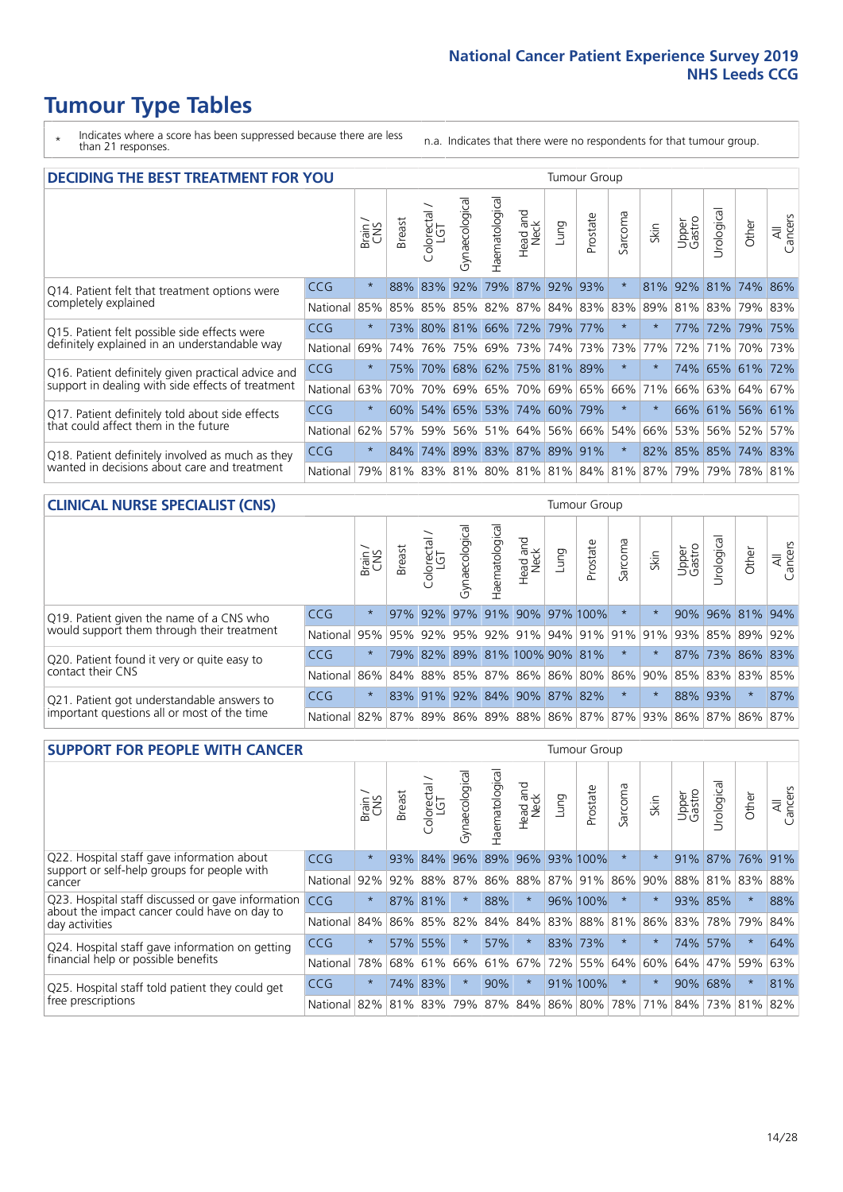# Tumour Type Tables

\* Indicates where a score has been suppressed because there are less than 21 responses.

n.a. Indicates that there were no respondents for that tumour group.

## DECIDING THE BEST TREATMENT FOR YOU

| | | Brain / CNS | Breast | Colorectal / LGT | Gynaecological | Haematological | Head and Neck | Lung | Prostate | Sarcoma | Skin | Upper Gastro | Urological | Other | All Cancers |
|---|---|---|---|---|---|---|---|---|---|---|---|---|---|---|---|
| Q14. Patient felt that treatment options were completely explained | CCG | * | 88% | 83% | 92% | 79% | 87% | 92% | 93% | * | 81% | 92% | 81% | 74% | 86% |
| | National | 85% | 85% | 85% | 85% | 82% | 87% | 84% | 83% | 83% | 89% | 81% | 83% | 79% | 83% |
| Q15. Patient felt possible side effects were definitely explained in an understandable way | CCG | * | 73% | 80% | 81% | 66% | 72% | 79% | 77% | * | * | 77% | 72% | 79% | 75% |
| | National | 69% | 74% | 76% | 75% | 69% | 73% | 74% | 73% | 73% | 77% | 72% | 71% | 70% | 73% |
| Q16. Patient definitely given practical advice and support in dealing with side effects of treatment | CCG | * | 75% | 70% | 68% | 62% | 75% | 81% | 89% | * | * | 74% | 65% | 61% | 72% |
| | National | 63% | 70% | 70% | 69% | 65% | 70% | 69% | 65% | 66% | 71% | 66% | 63% | 64% | 67% |
| Q17. Patient definitely told about side effects that could affect them in the future | CCG | * | 60% | 54% | 65% | 53% | 74% | 60% | 79% | * | * | 66% | 61% | 56% | 61% |
| | National | 62% | 57% | 59% | 56% | 51% | 64% | 56% | 66% | 54% | 66% | 53% | 56% | 52% | 57% |
| Q18. Patient definitely involved as much as they wanted in decisions about care and treatment | CCG | * | 84% | 74% | 89% | 83% | 87% | 89% | 91% | * | 82% | 85% | 85% | 74% | 83% |
| | National | 79% | 81% | 83% | 81% | 80% | 81% | 81% | 84% | 81% | 87% | 79% | 79% | 78% | 81% |

## CLINICAL NURSE SPECIALIST (CNS)

| | | Brain / CNS | Breast | Colorectal / LGT | Gynaecological | Haematological | Head and Neck | Lung | Prostate | Sarcoma | Skin | Upper Gastro | Urological | Other | All Cancers |
|---|---|---|---|---|---|---|---|---|---|---|---|---|---|---|---|
| Q19. Patient given the name of a CNS who would support them through their treatment | CCG | * | 97% | 92% | 97% | 91% | 90% | 97% | 100% | * | * | 90% | 96% | 81% | 94% |
| | National | 95% | 95% | 92% | 95% | 92% | 91% | 94% | 91% | 91% | 91% | 93% | 85% | 89% | 92% |
| Q20. Patient found it very or quite easy to contact their CNS | CCG | * | 79% | 82% | 89% | 81% | 100% | 90% | 81% | * | * | 87% | 73% | 86% | 83% |
| | National | 86% | 84% | 88% | 85% | 87% | 86% | 86% | 80% | 86% | 90% | 85% | 83% | 83% | 85% |
| Q21. Patient got understandable answers to important questions all or most of the time | CCG | * | 83% | 91% | 92% | 84% | 90% | 87% | 82% | * | * | 88% | 93% | * | 87% |
| | National | 82% | 87% | 89% | 86% | 89% | 88% | 86% | 87% | 87% | 93% | 86% | 87% | 86% | 87% |

## SUPPORT FOR PEOPLE WITH CANCER

| | | Brain / CNS | Breast | Colorectal / LGT | Gynaecological | Haematological | Head and Neck | Lung | Prostate | Sarcoma | Skin | Upper Gastro | Urological | Other | All Cancers |
|---|---|---|---|---|---|---|---|---|---|---|---|---|---|---|---|
| Q22. Hospital staff gave information about support or self-help groups for people with cancer | CCG | * | 93% | 84% | 96% | 89% | 96% | 93% | 100% | * | * | 91% | 87% | 76% | 91% |
| | National | 92% | 92% | 88% | 87% | 86% | 88% | 87% | 91% | 86% | 90% | 88% | 81% | 83% | 88% |
| Q23. Hospital staff discussed or gave information about the impact cancer could have on day to day activities | CCG | * | 87% | 81% | * | 88% | * | 96% | 100% | * | * | 93% | 85% | * | 88% |
| | National | 84% | 86% | 85% | 82% | 84% | 84% | 83% | 88% | 81% | 86% | 83% | 78% | 79% | 84% |
| Q24. Hospital staff gave information on getting financial help or possible benefits | CCG | * | 57% | 55% | * | 57% | * | 83% | 73% | * | * | 74% | 57% | * | 64% |
| | National | 78% | 68% | 61% | 66% | 61% | 67% | 72% | 55% | 64% | 60% | 64% | 47% | 59% | 63% |
| Q25. Hospital staff told patient they could get free prescriptions | CCG | * | 74% | 83% | * | 90% | * | 91% | 100% | * | * | 90% | 68% | * | 81% |
| | National | 82% | 81% | 83% | 79% | 87% | 84% | 86% | 80% | 78% | 71% | 84% | 73% | 81% | 82% |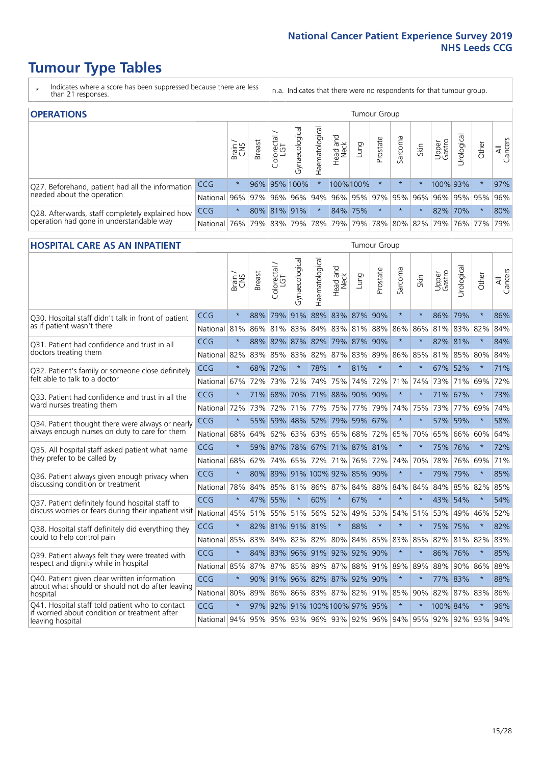# Tumour Type Tables

\* Indicates where a score has been suppressed because there are less than 21 responses.

n.a. Indicates that there were no respondents for that tumour group.

## OPERATIONS

| | | Brain / CNS | Breast | Colorectal / LGT | Gynaecological | Haematological | Head and Neck | Lung | Prostate | Sarcoma | Skin | Upper Gastro | Urological | Other | All Cancers |
|---|---|---|---|---|---|---|---|---|---|---|---|---|---|---|---|
| Q27. Beforehand, patient had all the information needed about the operation | CCG | * | 96% | 95% | 100% | * | 100% | 100% | * | * | * | 100% | 93% | * | 97% |
| | National | 96% | 97% | 96% | 96% | 94% | 96% | 95% | 97% | 95% | 96% | 96% | 95% | 95% | 96% |
| Q28. Afterwards, staff completely explained how operation had gone in understandable way | CCG | * | 80% | 81% | 91% | * | 84% | 75% | * | * | * | 82% | 70% | * | 80% |
| | National | 76% | 79% | 83% | 79% | 78% | 79% | 79% | 78% | 80% | 82% | 79% | 76% | 77% | 79% |

## HOSPITAL CARE AS AN INPATIENT

| | | Brain / CNS | Breast | Colorectal / LGT | Gynaecological | Haematological | Head and Neck | Lung | Prostate | Sarcoma | Skin | Upper Gastro | Urological | Other | All Cancers |
|---|---|---|---|---|---|---|---|---|---|---|---|---|---|---|---|
| Q30. Hospital staff didn't talk in front of patient as if patient wasn't there | CCG | * | 88% | 79% | 91% | 88% | 83% | 87% | 90% | * | * | 86% | 79% | * | 86% |
| | National | 81% | 86% | 81% | 83% | 84% | 83% | 81% | 88% | 86% | 86% | 81% | 83% | 82% | 84% |
| Q31. Patient had confidence and trust in all doctors treating them | CCG | * | 88% | 82% | 87% | 82% | 79% | 87% | 90% | * | * | 82% | 81% | * | 84% |
| | National | 82% | 83% | 85% | 83% | 82% | 87% | 83% | 89% | 86% | 85% | 81% | 85% | 80% | 84% |
| Q32. Patient's family or someone close definitely felt able to talk to a doctor | CCG | * | 68% | 72% | * | 78% | * | 81% | * | * | * | 67% | 52% | * | 71% |
| | National | 67% | 72% | 73% | 72% | 74% | 75% | 74% | 72% | 71% | 74% | 73% | 71% | 69% | 72% |
| Q33. Patient had confidence and trust in all the ward nurses treating them | CCG | * | 71% | 68% | 70% | 71% | 88% | 90% | 90% | * | * | 71% | 67% | * | 73% |
| | National | 72% | 73% | 72% | 71% | 77% | 75% | 77% | 79% | 74% | 75% | 73% | 77% | 69% | 74% |
| Q34. Patient thought there were always or nearly always enough nurses on duty to care for them | CCG | * | 55% | 59% | 48% | 52% | 79% | 59% | 67% | * | * | 57% | 59% | * | 58% |
| | National | 68% | 64% | 62% | 63% | 63% | 65% | 68% | 72% | 65% | 70% | 65% | 66% | 60% | 64% |
| Q35. All hospital staff asked patient what name they prefer to be called by | CCG | * | 59% | 87% | 78% | 67% | 71% | 87% | 81% | * | * | 75% | 76% | * | 72% |
| | National | 68% | 62% | 74% | 65% | 72% | 71% | 76% | 72% | 74% | 70% | 78% | 76% | 69% | 71% |
| Q36. Patient always given enough privacy when discussing condition or treatment | CCG | * | 80% | 89% | 91% | 100% | 92% | 85% | 90% | * | * | 79% | 79% | * | 85% |
| | National | 78% | 84% | 85% | 81% | 86% | 87% | 84% | 88% | 84% | 84% | 84% | 85% | 82% | 85% |
| Q37. Patient definitely found hospital staff to discuss worries or fears during their inpatient visit | CCG | * | 47% | 55% | * | 60% | * | 67% | * | * | * | 43% | 54% | * | 54% |
| | National | 45% | 51% | 55% | 51% | 56% | 52% | 49% | 53% | 54% | 51% | 53% | 49% | 46% | 52% |
| Q38. Hospital staff definitely did everything they could to help control pain | CCG | * | 82% | 81% | 91% | 81% | * | 88% | * | * | * | 75% | 75% | * | 82% |
| | National | 85% | 83% | 84% | 82% | 82% | 80% | 84% | 85% | 83% | 85% | 82% | 81% | 82% | 83% |
| Q39. Patient always felt they were treated with respect and dignity while in hospital | CCG | * | 84% | 83% | 96% | 91% | 92% | 92% | 90% | * | * | 86% | 76% | * | 85% |
| | National | 85% | 87% | 87% | 85% | 89% | 87% | 88% | 91% | 89% | 89% | 88% | 90% | 86% | 88% |
| Q40. Patient given clear written information about what should or should not do after leaving hospital | CCG | * | 90% | 91% | 96% | 82% | 87% | 92% | 90% | * | * | 77% | 83% | * | 88% |
| | National | 80% | 89% | 86% | 86% | 83% | 87% | 82% | 91% | 85% | 90% | 82% | 87% | 83% | 86% |
| Q41. Hospital staff told patient who to contact if worried about condition or treatment after leaving hospital | CCG | * | 97% | 92% | 91% | 100% | 100% | 97% | 95% | * | * | 100% | 84% | * | 96% |
| | National | 94% | 95% | 95% | 93% | 96% | 93% | 92% | 96% | 94% | 95% | 92% | 92% | 93% | 94% |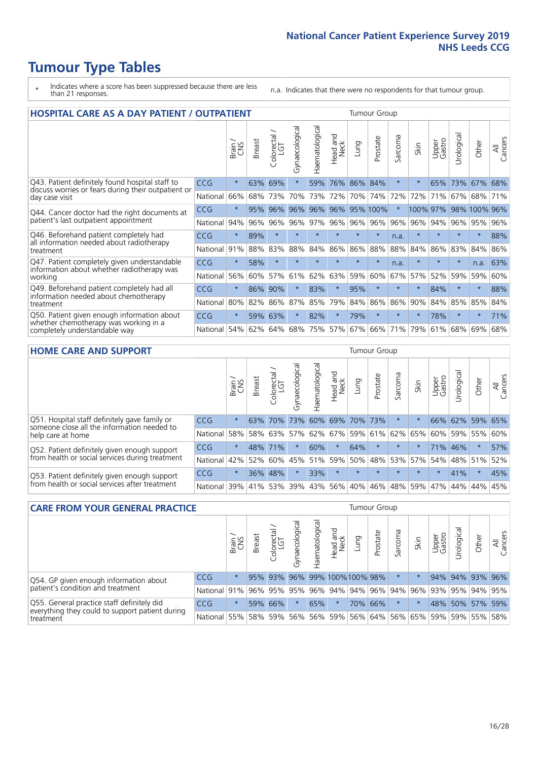# Tumour Type Tables

\* Indicates where a score has been suppressed because there are less than 21 responses.

n.a. Indicates that there were no respondents for that tumour group.

## HOSPITAL CARE AS A DAY PATIENT / OUTPATIENT

| | | Brain / CNS | Breast | Colorectal / LGT | Gynaecological | Haematological | Head and Neck | Lung | Prostate | Sarcoma | Skin | Upper Gastro | Urological | Other | All Cancers |
|---|---|---|---|---|---|---|---|---|---|---|---|---|---|---|---|
| Q43. Patient definitely found hospital staff to discuss worries or fears during their outpatient or day case visit | CCG | * | 63% | 69% | * | 59% | 76% | 86% | 84% | * | * | 65% | 73% | 67% | 68% |
| | National | 66% | 68% | 73% | 70% | 73% | 72% | 70% | 74% | 72% | 72% | 71% | 67% | 68% | 71% |
| Q44. Cancer doctor had the right documents at patient's last outpatient appointment | CCG | * | 95% | 96% | 96% | 96% | 96% | 95% | 100% | * | 100% | 97% | 98% | 100% | 96% |
| | National | 94% | 96% | 96% | 96% | 97% | 96% | 96% | 96% | 96% | 96% | 94% | 96% | 95% | 96% |
| Q46. Beforehand patient completely had all information needed about radiotherapy treatment | CCG | * | 89% | * | * | * | * | * | * | n.a. | * | * | * | * | 88% |
| | National | 91% | 88% | 83% | 88% | 84% | 86% | 86% | 88% | 88% | 84% | 86% | 83% | 84% | 86% |
| Q47. Patient completely given understandable information about whether radiotherapy was working | CCG | * | 58% | * | * | * | * | * | * | n.a. | * | * | * | n.a. | 63% |
| | National | 56% | 60% | 57% | 61% | 62% | 63% | 59% | 60% | 67% | 57% | 52% | 59% | 59% | 60% |
| Q49. Beforehand patient completely had all information needed about chemotherapy treatment | CCG | * | 86% | 90% | * | 83% | * | 95% | * | * | * | 84% | * | * | 88% |
| | National | 80% | 82% | 86% | 87% | 85% | 79% | 84% | 86% | 86% | 90% | 84% | 85% | 85% | 84% |
| Q50. Patient given enough information about whether chemotherapy was working in a completely understandable way | CCG | * | 59% | 63% | * | 82% | * | 79% | * | * | * | 78% | * | * | 71% |
| | National | 54% | 62% | 64% | 68% | 75% | 57% | 67% | 66% | 71% | 79% | 61% | 68% | 69% | 68% |

## HOME CARE AND SUPPORT

| | | Brain / CNS | Breast | Colorectal / LGT | Gynaecological | Haematological | Head and Neck | Lung | Prostate | Sarcoma | Skin | Upper Gastro | Urological | Other | All Cancers |
|---|---|---|---|---|---|---|---|---|---|---|---|---|---|---|---|
| Q51. Hospital staff definitely gave family or someone close all the information needed to help care at home | CCG | * | 63% | 70% | 73% | 60% | 69% | 70% | 73% | * | * | 66% | 62% | 59% | 65% |
| | National | 58% | 58% | 63% | 57% | 62% | 67% | 59% | 61% | 62% | 65% | 60% | 59% | 55% | 60% |
| Q52. Patient definitely given enough support from health or social services during treatment | CCG | * | 48% | 71% | * | 60% | * | 64% | * | * | * | 71% | 46% | * | 57% |
| | National | 42% | 52% | 60% | 45% | 51% | 59% | 50% | 48% | 53% | 57% | 54% | 48% | 51% | 52% |
| Q53. Patient definitely given enough support from health or social services after treatment | CCG | * | 36% | 48% | * | 33% | * | * | * | * | * | * | 41% | * | 45% |
| | National | 39% | 41% | 53% | 39% | 43% | 56% | 40% | 46% | 48% | 59% | 47% | 44% | 44% | 45% |

## CARE FROM YOUR GENERAL PRACTICE

| | | Brain / CNS | Breast | Colorectal / LGT | Gynaecological | Haematological | Head and Neck | Lung | Prostate | Sarcoma | Skin | Upper Gastro | Urological | Other | All Cancers |
|---|---|---|---|---|---|---|---|---|---|---|---|---|---|---|---|
| Q54. GP given enough information about patient's condition and treatment | CCG | * | 95% | 93% | 96% | 99% | 100% | 100% | 98% | * | * | 94% | 94% | 93% | 96% |
| | National | 91% | 96% | 95% | 95% | 96% | 94% | 94% | 96% | 94% | 96% | 93% | 95% | 94% | 95% |
| Q55. General practice staff definitely did everything they could to support patient during treatment | CCG | * | 59% | 66% | * | 65% | * | 70% | 66% | * | * | 48% | 50% | 57% | 59% |
| | National | 55% | 58% | 59% | 56% | 56% | 59% | 56% | 64% | 56% | 65% | 59% | 59% | 55% | 58% |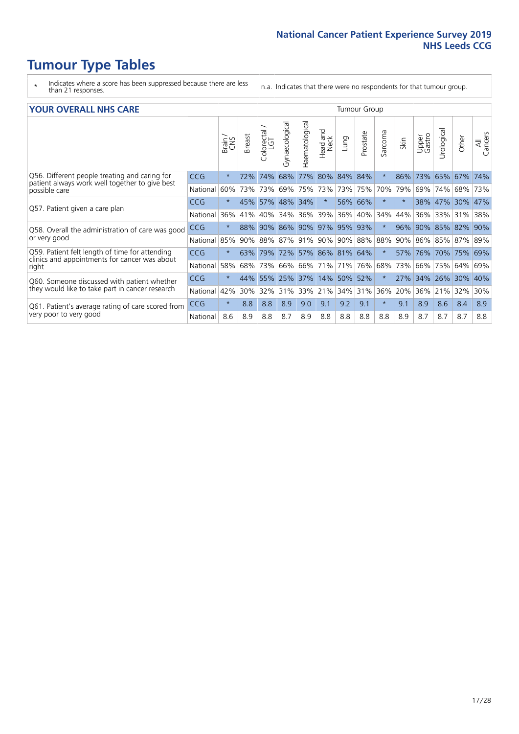# Tumour Type Tables

\* Indicates where a score has been suppressed because there are less than 21 responses.

n.a. Indicates that there were no respondents for that tumour group.

| YOUR OVERALL NHS CARE | | Brain / CNS | Breast | Colorectal / LGT | Gynaecological | Haematological | Head and Neck | Lung | Prostate | Sarcoma | Skin | Upper Gastro | Urological | Other | All Cancers |
|---|---|---|---|---|---|---|---|---|---|---|---|---|---|---|---|
| Q56. Different people treating and caring for patient always work well together to give best possible care | CCG | * | 72% | 74% | 68% | 77% | 80% | 84% | 84% | * | 86% | 73% | 65% | 67% | 74% |
| | National | 60% | 73% | 73% | 69% | 75% | 73% | 73% | 75% | 70% | 79% | 69% | 74% | 68% | 73% |
| Q57. Patient given a care plan | CCG | * | 45% | 57% | 48% | 34% | * | 56% | 66% | * | * | 38% | 47% | 30% | 47% |
| | National | 36% | 41% | 40% | 34% | 36% | 39% | 36% | 40% | 34% | 44% | 36% | 33% | 31% | 38% |
| Q58. Overall the administration of care was good or very good | CCG | * | 88% | 90% | 86% | 90% | 97% | 95% | 93% | * | 96% | 90% | 85% | 82% | 90% |
| | National | 85% | 90% | 88% | 87% | 91% | 90% | 90% | 88% | 88% | 90% | 86% | 85% | 87% | 89% |
| Q59. Patient felt length of time for attending clinics and appointments for cancer was about right | CCG | * | 63% | 79% | 72% | 57% | 86% | 81% | 64% | * | 57% | 76% | 70% | 75% | 69% |
| | National | 58% | 68% | 73% | 66% | 66% | 71% | 71% | 76% | 68% | 73% | 66% | 75% | 64% | 69% |
| Q60. Someone discussed with patient whether they would like to take part in cancer research | CCG | * | 44% | 55% | 25% | 37% | 14% | 50% | 52% | * | 27% | 34% | 26% | 30% | 40% |
| | National | 42% | 30% | 32% | 31% | 33% | 21% | 34% | 31% | 36% | 20% | 36% | 21% | 32% | 30% |
| Q61. Patient's average rating of care scored from very poor to very good | CCG | * | 8.8 | 8.8 | 8.9 | 9.0 | 9.1 | 9.2 | 9.1 | * | 9.1 | 8.9 | 8.6 | 8.4 | 8.9 |
| | National | 8.6 | 8.9 | 8.8 | 8.7 | 8.9 | 8.8 | 8.8 | 8.8 | 8.8 | 8.9 | 8.7 | 8.7 | 8.7 | 8.8 |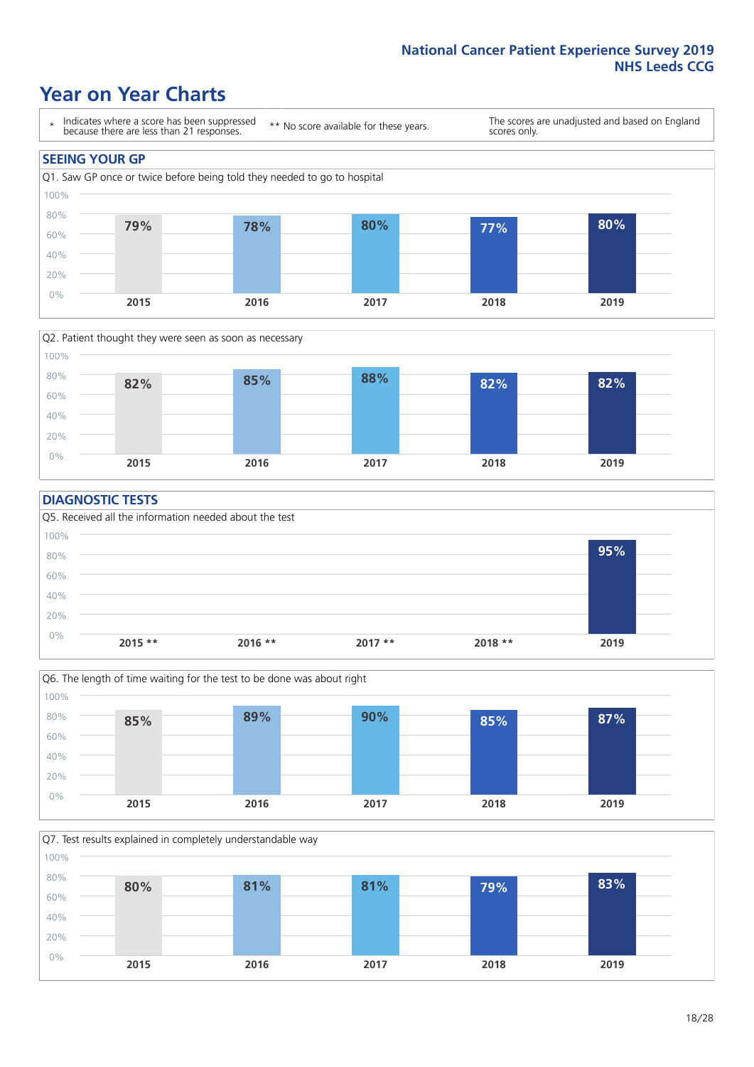# Year on Year Charts

\* Indicates where a score has been suppressed because there are less than 21 responses.

** No score available for these years.

The scores are unadjusted and based on England scores only.

## SEEING YOUR GP

Q1. Saw GP once or twice before being told they needed to go to hospital

100%
80%
60%
40%
20%
0%

79% 2015
78% 2016
80% 2017
77% 2018
80% 2019

Q2. Patient thought they were seen as soon as necessary

100%
80%
60%
40%
20%
0%

82% 2015
85% 2016
88% 2017
82% 2018
82% 2019

## DIAGNOSTIC TESTS

Q5. Received all the information needed about the test

100%
80%
60%
40%
20%
0%

2015 **
2016 **
2017 **
2018 **
95% 2019

Q6. The length of time waiting for the test to be done was about right

100%
80%
60%
40%
20%
0%

85% 2015
89% 2016
90% 2017
85% 2018
87% 2019

Q7. Test results explained in completely understandable way

100%
80%
60%
40%
20%
0%

80% 2015
81% 2016
81% 2017
79% 2018
83% 2019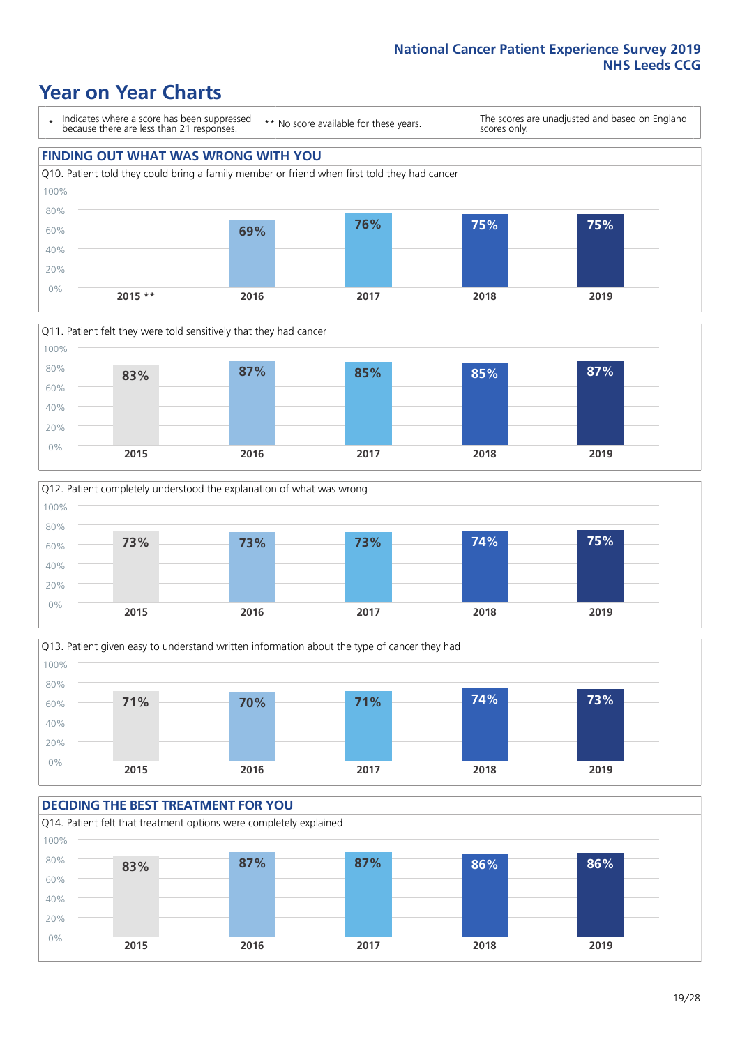# Year on Year Charts

\* Indicates where a score has been suppressed because there are less than 21 responses.

\*\* No score available for these years.

The scores are unadjusted and based on England scores only.

## FINDING OUT WHAT WAS WRONG WITH YOU

Q10. Patient told they could bring a family member or friend when first told they had cancer

100%
80%
60%
40%
20%
0%

2015 **
69% 2016
76% 2017
75% 2018
75% 2019

Q11. Patient felt they were told sensitively that they had cancer

100%
80%
60%
40%
20%
0%

83% 2015
87% 2016
85% 2017
85% 2018
87% 2019

Q12. Patient completely understood the explanation of what was wrong

100%
80%
60%
40%
20%
0%

73% 2015
73% 2016
73% 2017
74% 2018
75% 2019

Q13. Patient given easy to understand written information about the type of cancer they had

100%
80%
60%
40%
20%
0%

71% 2015
70% 2016
71% 2017
74% 2018
73% 2019

## DECIDING THE BEST TREATMENT FOR YOU

Q14. Patient felt that treatment options were completely explained

100%
80%
60%
40%
20%
0%

83% 2015
87% 2016
87% 2017
86% 2018
86% 2019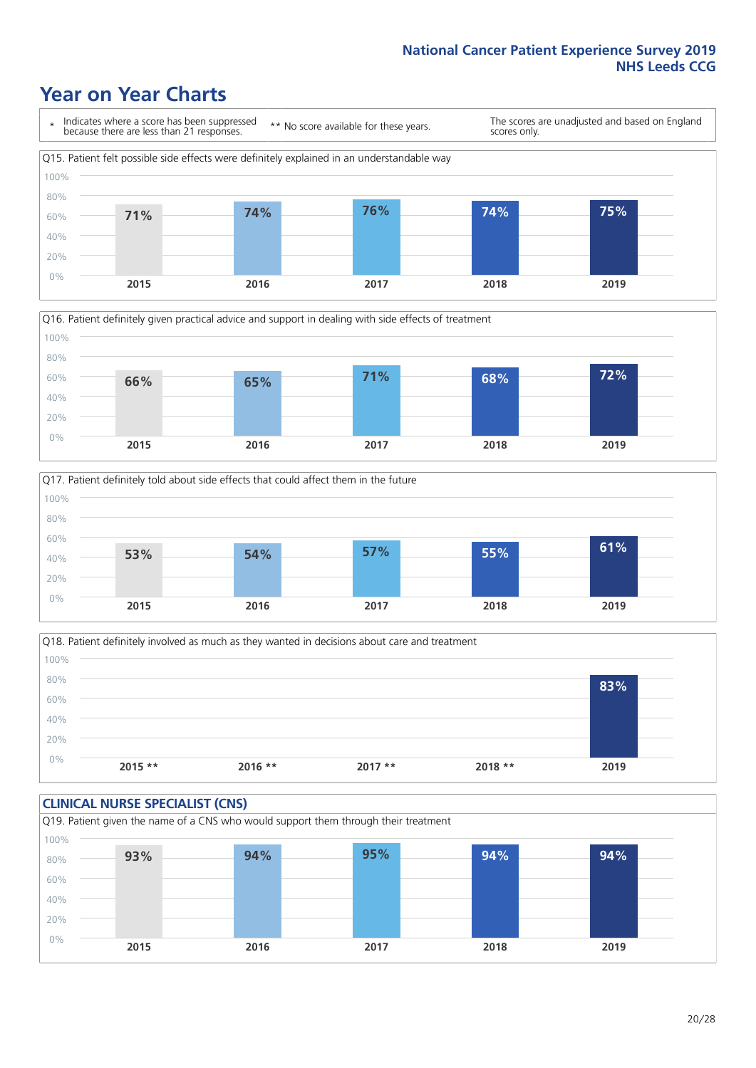# Year on Year Charts

\* Indicates where a score has been suppressed because there are less than 21 responses.

** No score available for these years.

The scores are unadjusted and based on England scores only.

Q15. Patient felt possible side effects were definitely explained in an understandable way

100%
80%
60%
40%
20%
0%

71% 2015
74% 2016
76% 2017
74% 2018
75% 2019

Q16. Patient definitely given practical advice and support in dealing with side effects of treatment

100%
80%
60%
40%
20%
0%

66% 2015
65% 2016
71% 2017
68% 2018
72% 2019

Q17. Patient definitely told about side effects that could affect them in the future

100%
80%
60%
40%
20%
0%

53% 2015
54% 2016
57% 2017
55% 2018
61% 2019

Q18. Patient definitely involved as much as they wanted in decisions about care and treatment

100%
80%
60%
40%
20%
0%

2015 **
2016 **
2017 **
2018 **
83% 2019

## CLINICAL NURSE SPECIALIST (CNS)

Q19. Patient given the name of a CNS who would support them through their treatment

100%
80%
60%
40%
20%
0%

93% 2015
94% 2016
95% 2017
94% 2018
94% 2019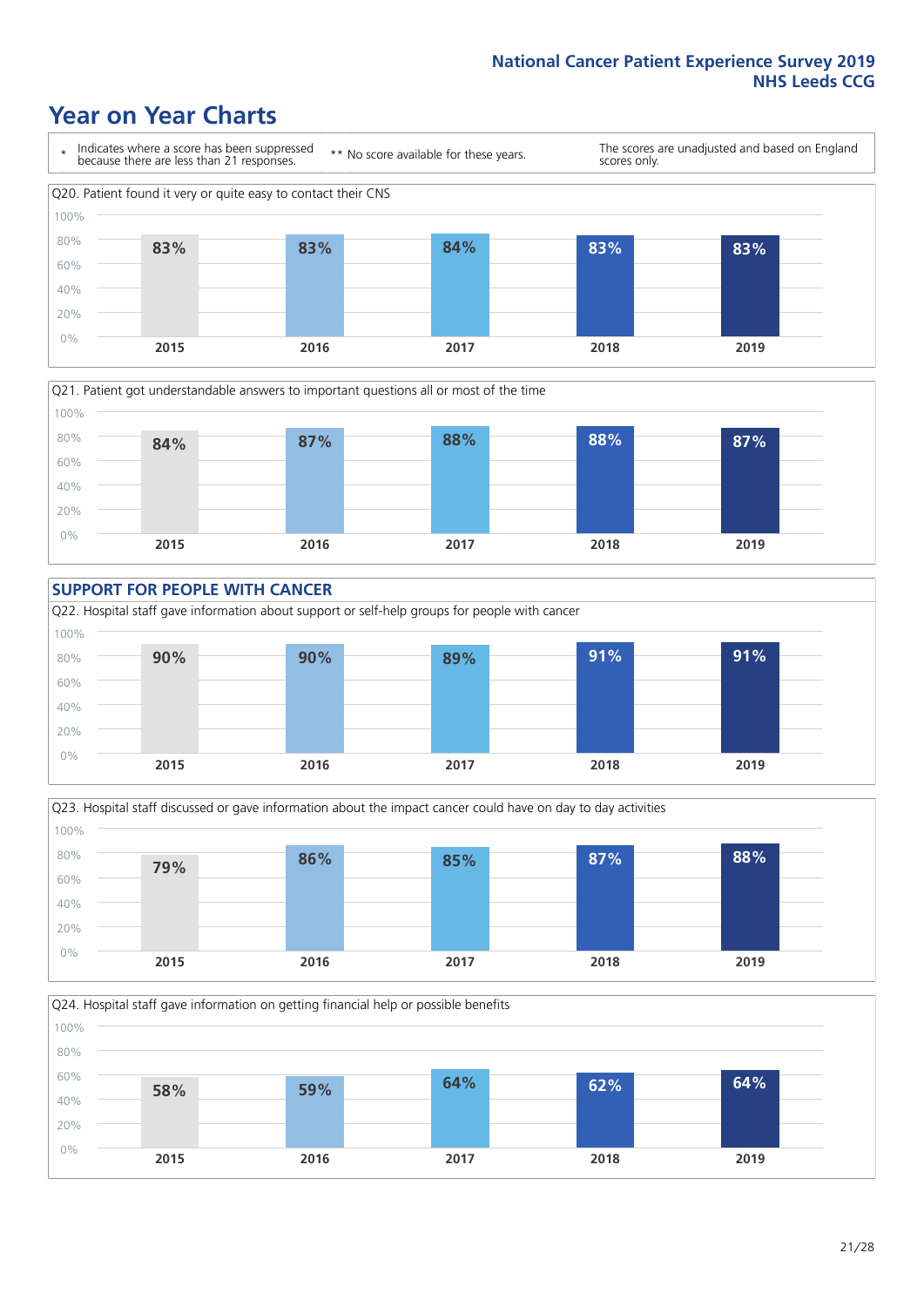# Year on Year Charts

\* Indicates where a score has been suppressed because there are less than 21 responses.

\*\* No score available for these years.

The scores are unadjusted and based on England scores only.

Q20. Patient found it very or quite easy to contact their CNS

100%
80%
60%
40%
20%
0%

83% 83% 84% 83% 83%

2015 2016 2017 2018 2019

Q21. Patient got understandable answers to important questions all or most of the time

100%
80%
60%
40%
20%
0%

84% 87% 88% 88% 87%

2015 2016 2017 2018 2019

## SUPPORT FOR PEOPLE WITH CANCER

Q22. Hospital staff gave information about support or self-help groups for people with cancer

100%
80%
60%
40%
20%
0%

90% 90% 89% 91% 91%

2015 2016 2017 2018 2019

Q23. Hospital staff discussed or gave information about the impact cancer could have on day to day activities

100%
80%
60%
40%
20%
0%

79% 86% 85% 87% 88%

2015 2016 2017 2018 2019

Q24. Hospital staff gave information on getting financial help or possible benefits

100%
80%
60%
40%
20%
0%

58% 59% 64% 62% 64%

2015 2016 2017 2018 2019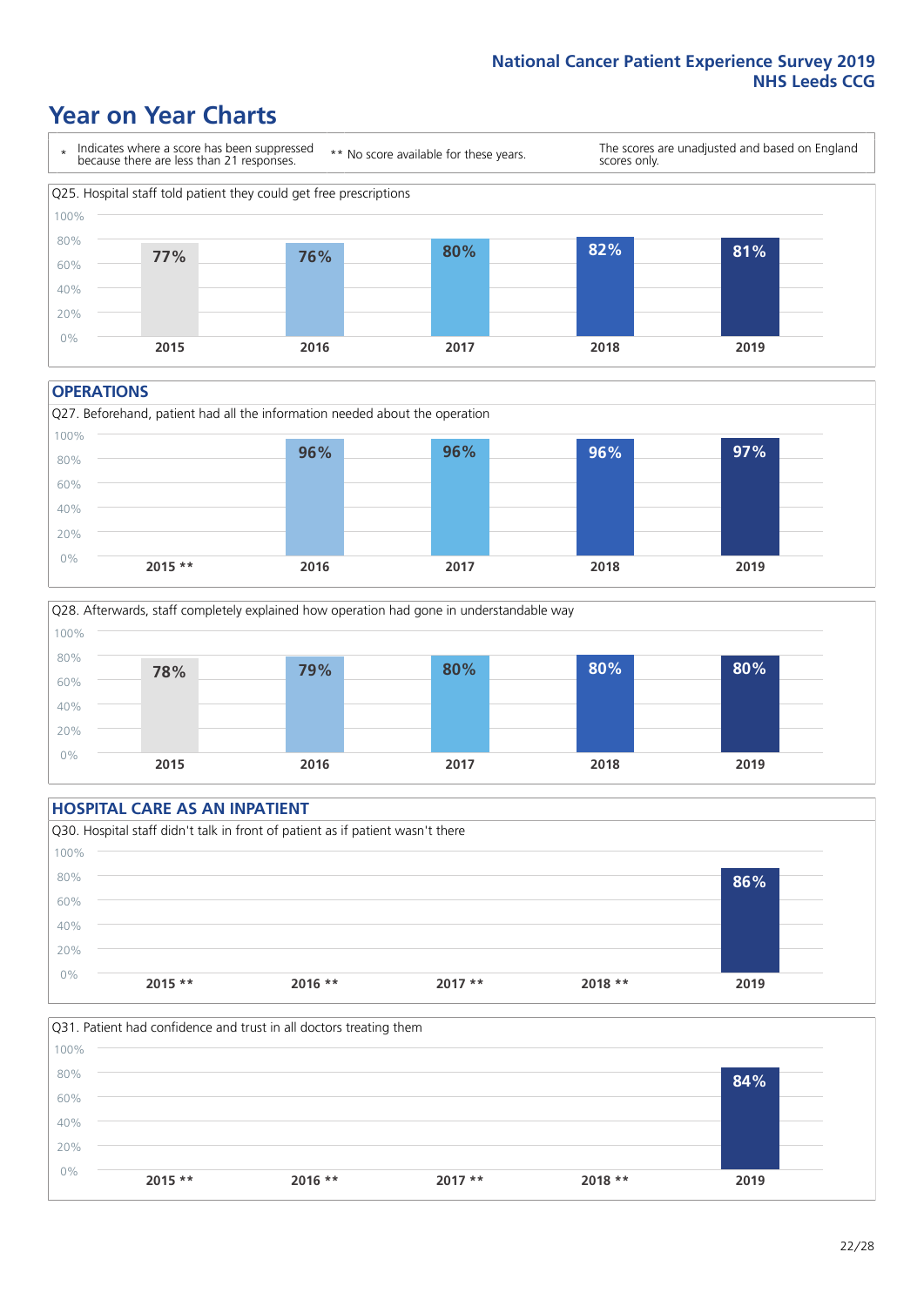# Year on Year Charts

\* Indicates where a score has been suppressed because there are less than 21 responses.

** No score available for these years.

The scores are unadjusted and based on England scores only.

Q25. Hospital staff told patient they could get free prescriptions

100%
80%
60%
40%
20%
0%

77% 76% 80% 82% 81%

2015 2016 2017 2018 2019

## OPERATIONS

Q27. Beforehand, patient had all the information needed about the operation

100%
80%
60%
40%
20%
0%

96% 96% 96% 97%

2015 ** 2016 2017 2018 2019

Q28. Afterwards, staff completely explained how operation had gone in understandable way

100%
80%
60%
40%
20%
0%

78% 79% 80% 80% 80%

2015 2016 2017 2018 2019

## HOSPITAL CARE AS AN INPATIENT

Q30. Hospital staff didn't talk in front of patient as if patient wasn't there

100%
80%
60%
40%
20%
0%

86%

2015 ** 2016 ** 2017 ** 2018 ** 2019

Q31. Patient had confidence and trust in all doctors treating them

100%
80%
60%
40%
20%
0%

84%

2015 ** 2016 ** 2017 ** 2018 ** 2019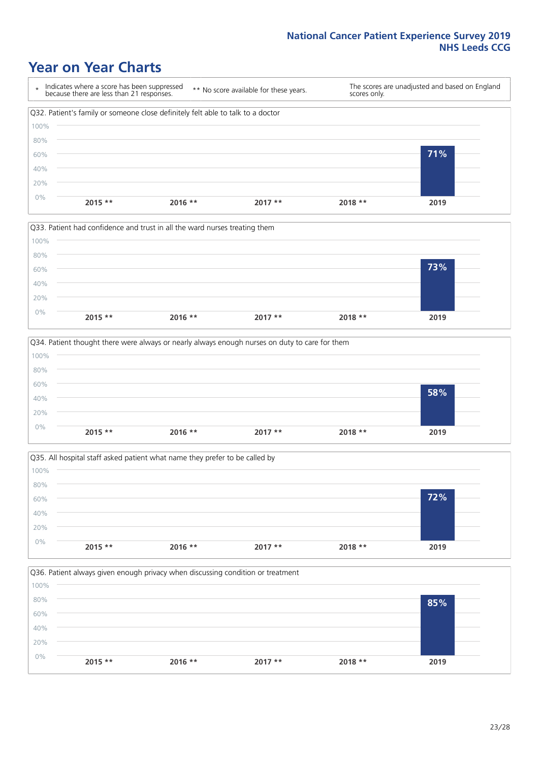# Year on Year Charts

\* Indicates where a score has been suppressed because there are less than 21 responses.

** No score available for these years.

The scores are unadjusted and based on England scores only.

Q32. Patient's family or someone close definitely felt able to talk to a doctor

100%
80%
60%
40%
20%
0%

2015 ** 2016 ** 2017 ** 2018 ** 2019

71%

Q33. Patient had confidence and trust in all the ward nurses treating them

100%
80%
60%
40%
20%
0%

2015 ** 2016 ** 2017 ** 2018 ** 2019

73%

Q34. Patient thought there were always or nearly always enough nurses on duty to care for them

100%
80%
60%
40%
20%
0%

2015 ** 2016 ** 2017 ** 2018 ** 2019

58%

Q35. All hospital staff asked patient what name they prefer to be called by

100%
80%
60%
40%
20%
0%

2015 ** 2016 ** 2017 ** 2018 ** 2019

72%

Q36. Patient always given enough privacy when discussing condition or treatment

100%
80%
60%
40%
20%
0%

2015 ** 2016 ** 2017 ** 2018 ** 2019

85%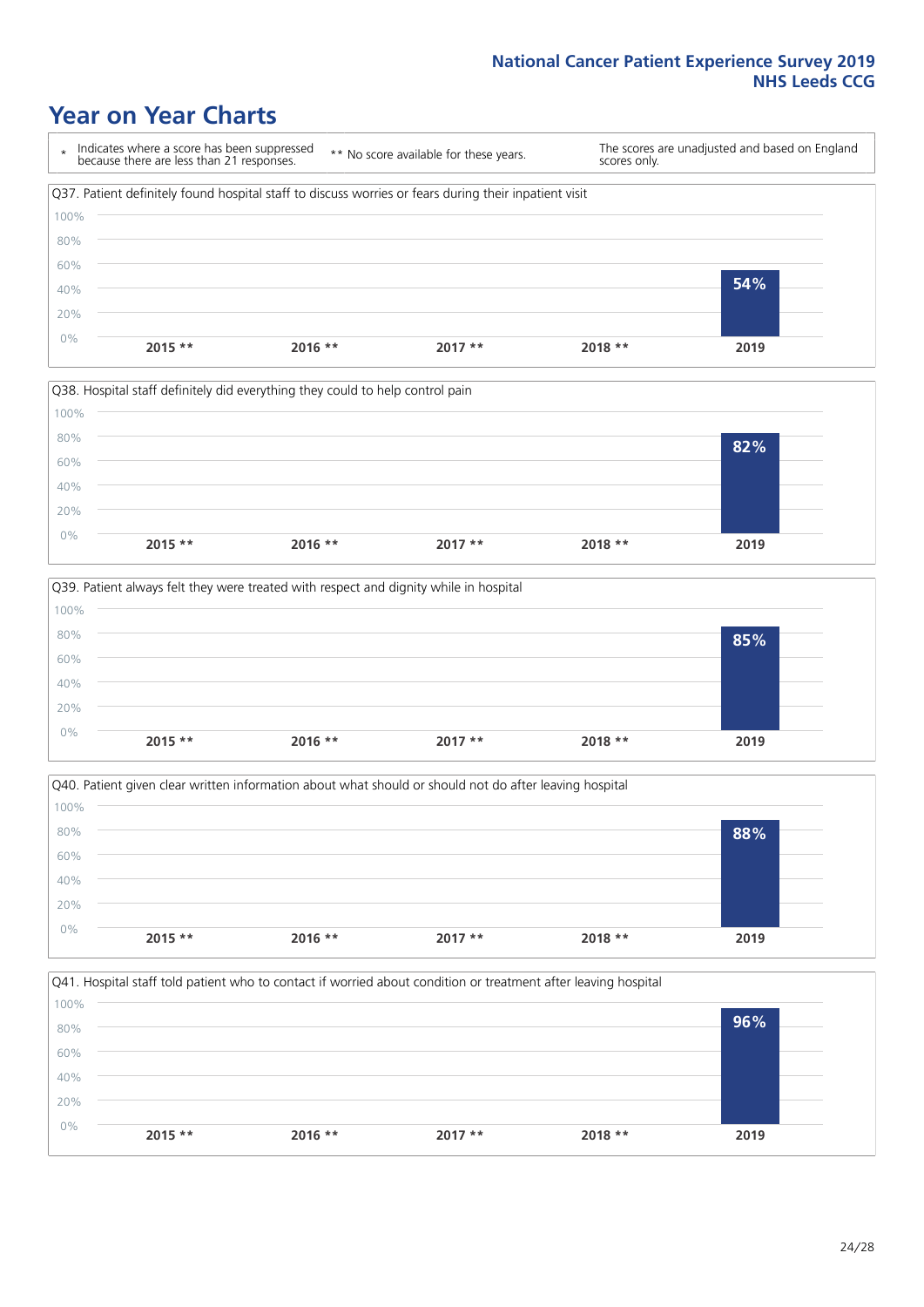# Year on Year Charts

\* Indicates where a score has been suppressed because there are less than 21 responses.

** No score available for these years.

The scores are unadjusted and based on England scores only.

Q37. Patient definitely found hospital staff to discuss worries or fears during their inpatient visit

| 2015 ** | 2016 ** | 2017 ** | 2018 ** | 2019 |
|---|---|---|---|---|
| | | | | 54% |

Q38. Hospital staff definitely did everything they could to help control pain

| 2015 ** | 2016 ** | 2017 ** | 2018 ** | 2019 |
|---|---|---|---|---|
| | | | | 82% |

Q39. Patient always felt they were treated with respect and dignity while in hospital

| 2015 ** | 2016 ** | 2017 ** | 2018 ** | 2019 |
|---|---|---|---|---|
| | | | | 85% |

Q40. Patient given clear written information about what should or should not do after leaving hospital

| 2015 ** | 2016 ** | 2017 ** | 2018 ** | 2019 |
|---|---|---|---|---|
| | | | | 88% |

Q41. Hospital staff told patient who to contact if worried about condition or treatment after leaving hospital

| 2015 ** | 2016 ** | 2017 ** | 2018 ** | 2019 |
|---|---|---|---|---|
| | | | | 96% |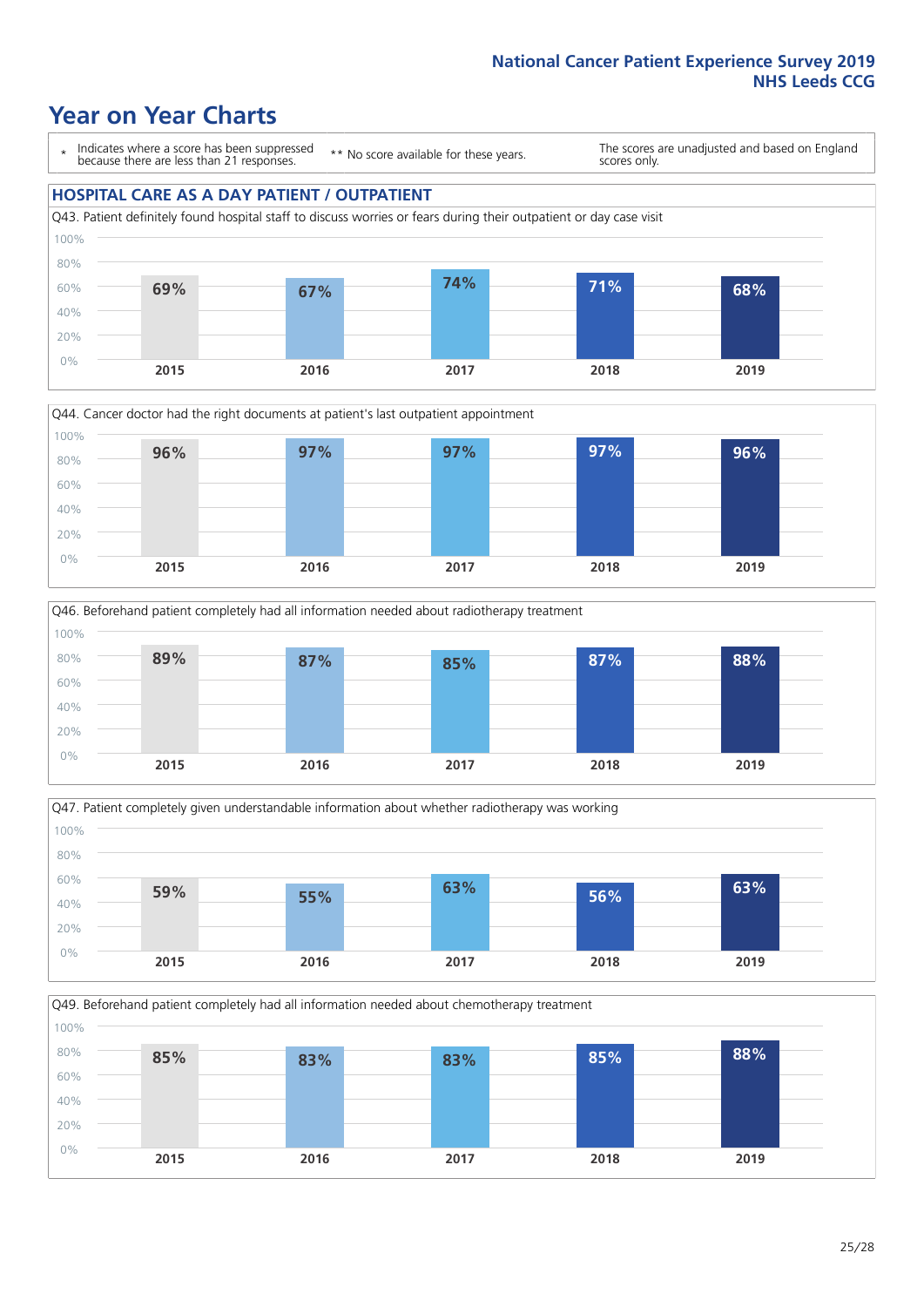# Year on Year Charts

\* Indicates where a score has been suppressed because there are less than 21 responses.

\*\* No score available for these years.

The scores are unadjusted and based on England scores only.

## HOSPITAL CARE AS A DAY PATIENT / OUTPATIENT

Q43. Patient definitely found hospital staff to discuss worries or fears during their outpatient or day case visit

100%
80%
60%
40%
20%
0%

69% 2015
67% 2016
74% 2017
71% 2018
68% 2019

Q44. Cancer doctor had the right documents at patient's last outpatient appointment

100%
80%
60%
40%
20%
0%

96% 2015
97% 2016
97% 2017
97% 2018
96% 2019

Q46. Beforehand patient completely had all information needed about radiotherapy treatment

100%
80%
60%
40%
20%
0%

89% 2015
87% 2016
85% 2017
87% 2018
88% 2019

Q47. Patient completely given understandable information about whether radiotherapy was working

100%
80%
60%
40%
20%
0%

59% 2015
55% 2016
63% 2017
56% 2018
63% 2019

Q49. Beforehand patient completely had all information needed about chemotherapy treatment

100%
80%
60%
40%
20%
0%

85% 2015
83% 2016
83% 2017
85% 2018
88% 2019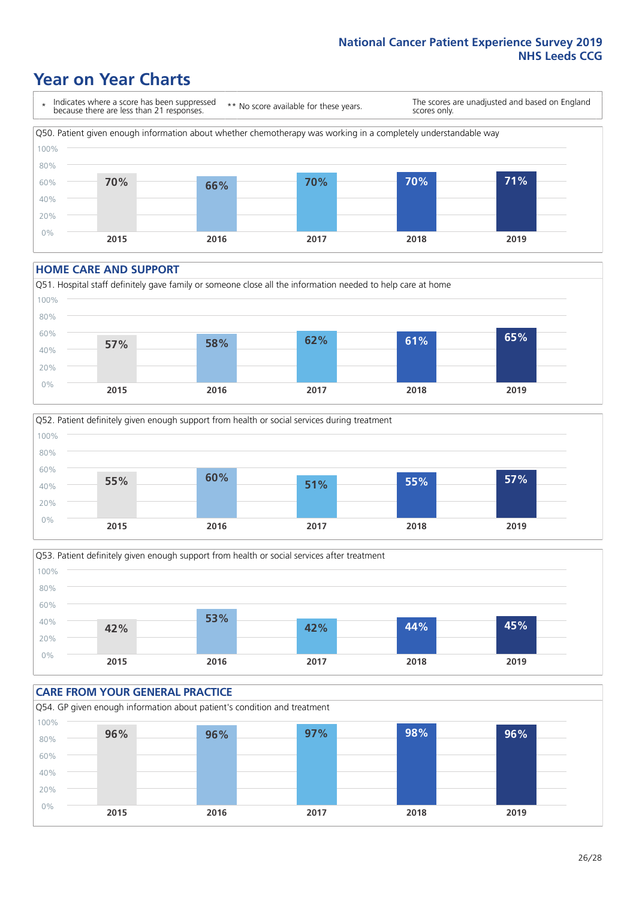# Year on Year Charts

\* Indicates where a score has been suppressed because there are less than 21 responses.

\*\* No score available for these years.

The scores are unadjusted and based on England scores only.

Q50. Patient given enough information about whether chemotherapy was working in a completely understandable way

100%
80%
60%
40%
20%
0%

70% 66% 70% 70% 71%

2015 2016 2017 2018 2019

## HOME CARE AND SUPPORT

Q51. Hospital staff definitely gave family or someone close all the information needed to help care at home

100%
80%
60%
40%
20%
0%

57% 58% 62% 61% 65%

2015 2016 2017 2018 2019

Q52. Patient definitely given enough support from health or social services during treatment

100%
80%
60%
40%
20%
0%

55% 60% 51% 55% 57%

2015 2016 2017 2018 2019

Q53. Patient definitely given enough support from health or social services after treatment

100%
80%
60%
40%
20%
0%

42% 53% 42% 44% 45%

2015 2016 2017 2018 2019

## CARE FROM YOUR GENERAL PRACTICE

Q54. GP given enough information about patient's condition and treatment

100%
80%
60%
40%
20%
0%

96% 96% 97% 98% 96%

2015 2016 2017 2018 2019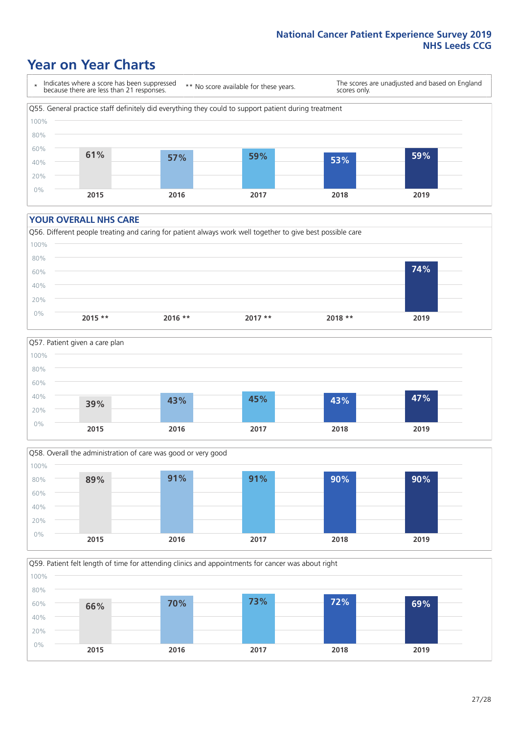# Year on Year Charts

\* Indicates where a score has been suppressed because there are less than 21 responses.

** No score available for these years.

The scores are unadjusted and based on England scores only.

Q55. General practice staff definitely did everything they could to support patient during treatment

100%
80%
60%
40%
20%
0%

61% 2015
57% 2016
59% 2017
53% 2018
59% 2019

## YOUR OVERALL NHS CARE

Q56. Different people treating and caring for patient always work well together to give best possible care

100%
80%
60%
40%
20%
0%

2015 **
2016 **
2017 **
2018 **
74% 2019

Q57. Patient given a care plan

100%
80%
60%
40%
20%
0%

39% 2015
43% 2016
45% 2017
43% 2018
47% 2019

Q58. Overall the administration of care was good or very good

100%
80%
60%
40%
20%
0%

89% 2015
91% 2016
91% 2017
90% 2018
90% 2019

Q59. Patient felt length of time for attending clinics and appointments for cancer was about right

100%
80%
60%
40%
20%
0%

66% 2015
70% 2016
73% 2017
72% 2018
69% 2019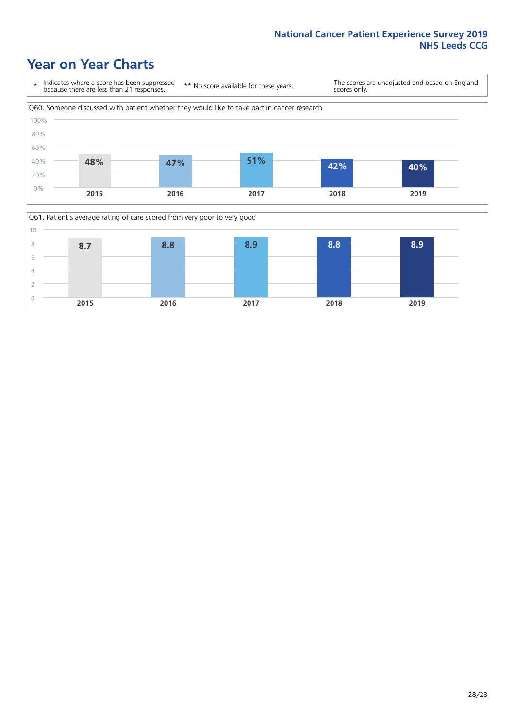# Year on Year Charts

\* Indicates where a score has been suppressed because there are less than 21 responses.

\*\* No score available for these years.

The scores are unadjusted and based on England scores only.

Q60. Someone discussed with patient whether they would like to take part in cancer research

100%
80%
60%
40%
20%
0%

48% 47% 51% 42% 40%

2015 2016 2017 2018 2019

Q61. Patient's average rating of care scored from very poor to very good

10
8
6
4
2
0

8.7 8.8 8.9 8.8 8.9

2015 2016 2017 2018 2019